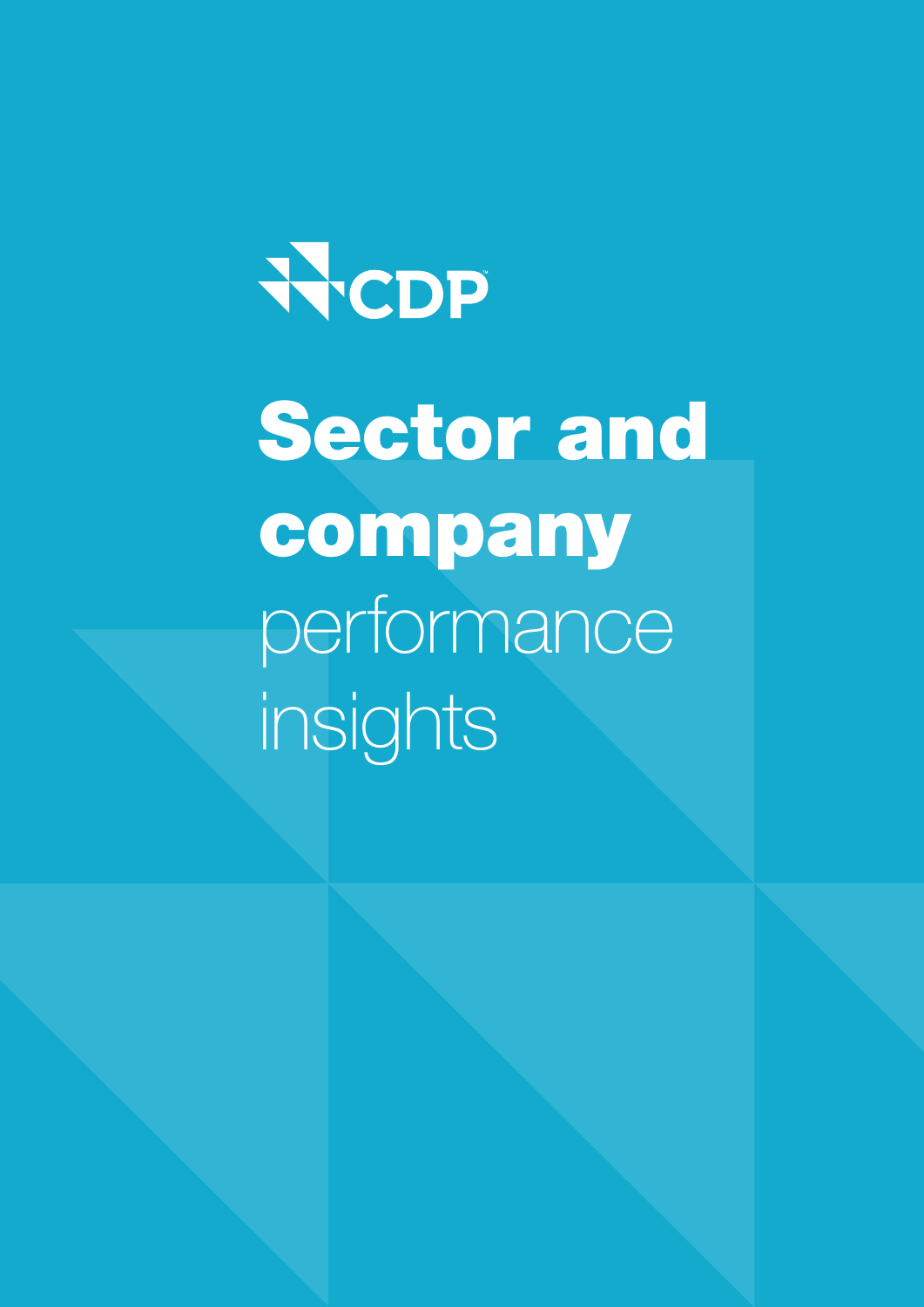CDP

# Sector and company performance insights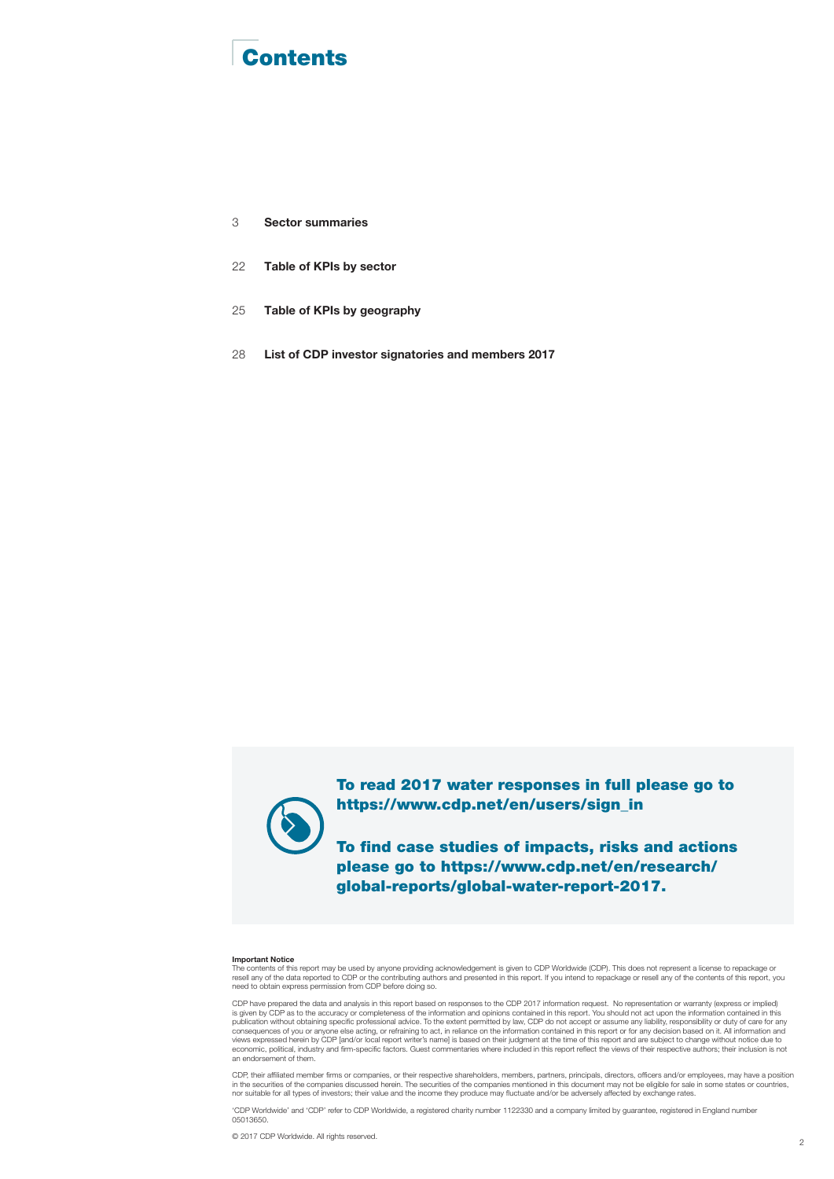# Contents

3 **Sector summaries**

22 **Table of KPIs by sector**

25 **Table of KPIs by geography**

28 **List of CDP investor signatories and members 2017**

**To read 2017 water responses in full please go to https://www.cdp.net/en/users/sign_in**

**To find case studies of impacts, risks and actions please go to https://www.cdp.net/en/research/global-reports/global-water-report-2017.**

**Important Notice**
The contents of this report may be used by anyone providing acknowledgement is given to CDP Worldwide (CDP). This does not represent a license to repackage or resell any of the data reported to CDP or the contributing authors and presented in this report. If you intend to repackage or resell any of the contents of this report, you need to obtain express permission from CDP before doing so.

CDP have prepared the data and analysis in this report based on responses to the CDP 2017 information request. No representation or warranty (express or implied) is given by CDP as to the accuracy or completeness of the information and opinions contained in this report. You should not act upon the information contained in this publication without obtaining specific professional advice. To the extent permitted by law, CDP do not accept or assume any liability, responsibility or duty of care for any consequences of you or anyone else acting, or refraining to act, in reliance on the information contained in this report or for any decision based on it. All information and views expressed herein by CDP [and/or local report writer's name] is based on their judgment at the time of this report and are subject to change without notice due to economic, political, industry and firm-specific factors. Guest commentaries where included in this report reflect the views of their respective authors; their inclusion is not an endorsement of them.

CDP, their affiliated member firms or companies, or their respective shareholders, members, partners, principals, directors, officers and/or employees, may have a position in the securities of the companies discussed herein. The securities of the companies mentioned in this document may not be eligible for sale in some states or countries, nor suitable for all types of investors; their value and the income they produce may fluctuate and/or be adversely affected by exchange rates.

'CDP Worldwide' and 'CDP' refer to CDP Worldwide, a registered charity number 1122330 and a company limited by guarantee, registered in England number 05013650.

© 2017 CDP Worldwide. All rights reserved.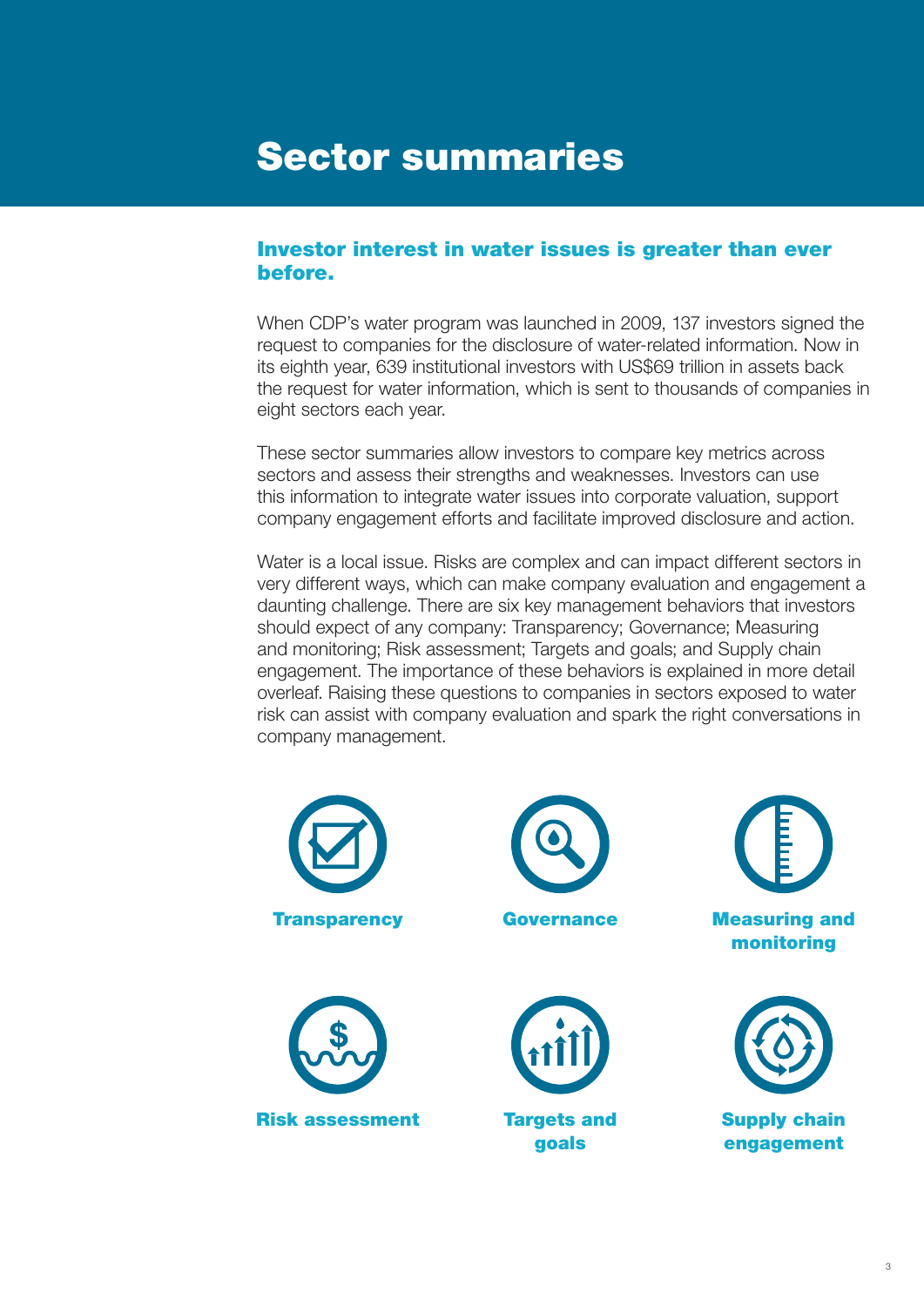# Sector summaries

## Investor interest in water issues is greater than ever before.

When CDP's water program was launched in 2009, 137 investors signed the request to companies for the disclosure of water-related information. Now in its eighth year, 639 institutional investors with US$69 trillion in assets back the request for water information, which is sent to thousands of companies in eight sectors each year.

These sector summaries allow investors to compare key metrics across sectors and assess their strengths and weaknesses. Investors can use this information to integrate water issues into corporate valuation, support company engagement efforts and facilitate improved disclosure and action.

Water is a local issue. Risks are complex and can impact different sectors in very different ways, which can make company evaluation and engagement a daunting challenge. There are six key management behaviors that investors should expect of any company: Transparency; Governance; Measuring and monitoring; Risk assessment; Targets and goals; and Supply chain engagement. The importance of these behaviors is explained in more detail overleaf. Raising these questions to companies in sectors exposed to water risk can assist with company evaluation and spark the right conversations in company management.

**Transparency**

**Governance**

**Measuring and monitoring**

**Risk assessment**

**Targets and goals**

**Supply chain engagement**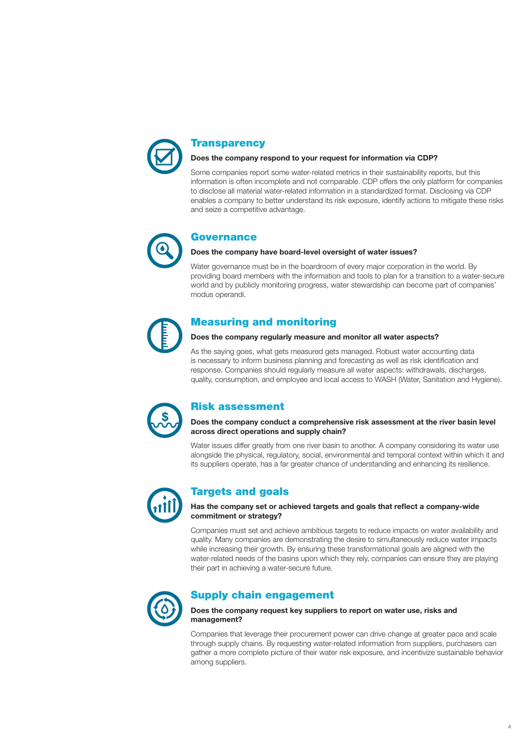## Transparency

**Does the company respond to your request for information via CDP?**

Some companies report some water-related metrics in their sustainability reports, but this information is often incomplete and not comparable. CDP offers the only platform for companies to disclose all material water-related information in a standardized format. Disclosing via CDP enables a company to better understand its risk exposure, identify actions to mitigate these risks and seize a competitive advantage.

## Governance

**Does the company have board-level oversight of water issues?**

Water governance must be in the boardroom of every major corporation in the world. By providing board members with the information and tools to plan for a transition to a water-secure world and by publicly monitoring progress, water stewardship can become part of companies' modus operandi.

## Measuring and monitoring

**Does the company regularly measure and monitor all water aspects?**

As the saying goes, what gets measured gets managed. Robust water accounting data is necessary to inform business planning and forecasting as well as risk identification and response. Companies should regularly measure all water aspects: withdrawals, discharges, quality, consumption, and employee and local access to WASH (Water, Sanitation and Hygiene).

## Risk assessment

**Does the company conduct a comprehensive risk assessment at the river basin level across direct operations and supply chain?**

Water issues differ greatly from one river basin to another. A company considering its water use alongside the physical, regulatory, social, environmental and temporal context within which it and its suppliers operate, has a far greater chance of understanding and enhancing its resilience.

## Targets and goals

**Has the company set or achieved targets and goals that reflect a company-wide commitment or strategy?**

Companies must set and achieve ambitious targets to reduce impacts on water availability and quality. Many companies are demonstrating the desire to simultaneously reduce water impacts while increasing their growth. By ensuring these transformational goals are aligned with the water-related needs of the basins upon which they rely, companies can ensure they are playing their part in achieving a water-secure future.

## Supply chain engagement

**Does the company request key suppliers to report on water use, risks and management?**

Companies that leverage their procurement power can drive change at greater pace and scale through supply chains. By requesting water-related information from suppliers, purchasers can gather a more complete picture of their water risk exposure, and incentivize sustainable behavior among suppliers.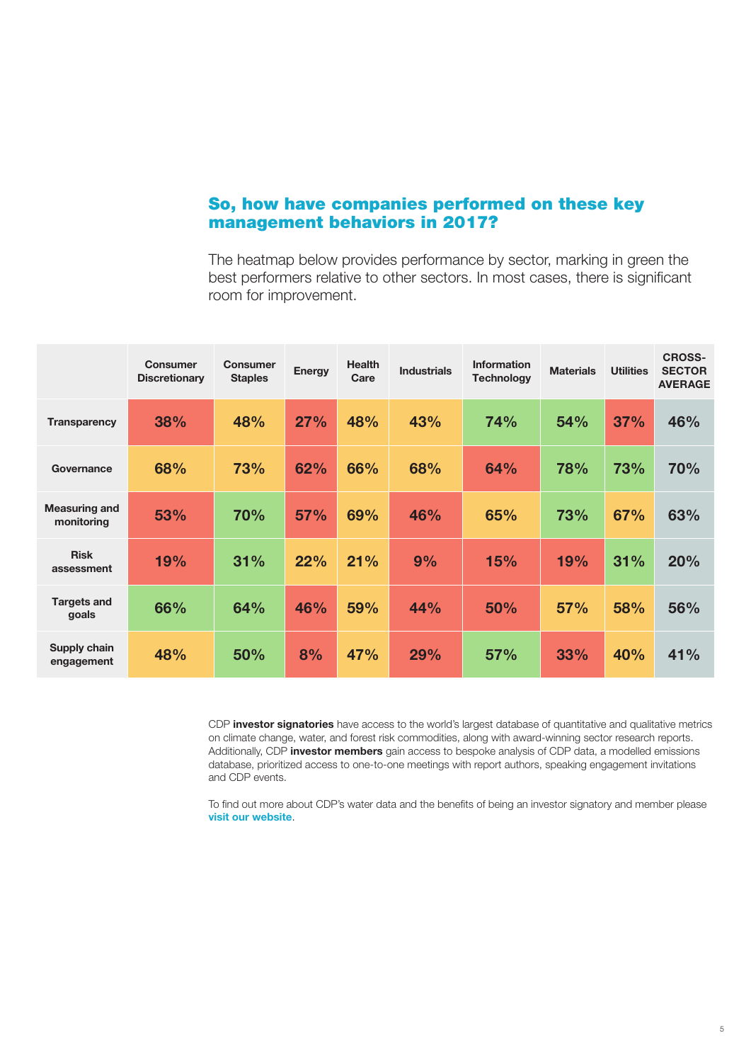## So, how have companies performed on these key management behaviors in 2017?

The heatmap below provides performance by sector, marking in green the best performers relative to other sectors. In most cases, there is significant room for improvement.

| | Consumer Discretionary | Consumer Staples | Energy | Health Care | Industrials | Information Technology | Materials | Utilities | CROSS-SECTOR AVERAGE |
|---|---|---|---|---|---|---|---|---|---|
| Transparency | 38% | 48% | 27% | 48% | 43% | 74% | 54% | 37% | 46% |
| Governance | 68% | 73% | 62% | 66% | 68% | 64% | 78% | 73% | 70% |
| Measuring and monitoring | 53% | 70% | 57% | 69% | 46% | 65% | 73% | 67% | 63% |
| Risk assessment | 19% | 31% | 22% | 21% | 9% | 15% | 19% | 31% | 20% |
| Targets and goals | 66% | 64% | 46% | 59% | 44% | 50% | 57% | 58% | 56% |
| Supply chain engagement | 48% | 50% | 8% | 47% | 29% | 57% | 33% | 40% | 41% |

CDP **investor signatories** have access to the world's largest database of quantitative and qualitative metrics on climate change, water, and forest risk commodities, along with award-winning sector research reports. Additionally, CDP **investor members** gain access to bespoke analysis of CDP data, a modelled emissions database, prioritized access to one-to-one meetings with report authors, speaking engagement invitations and CDP events.

To find out more about CDP's water data and the benefits of being an investor signatory and member please **visit our website**.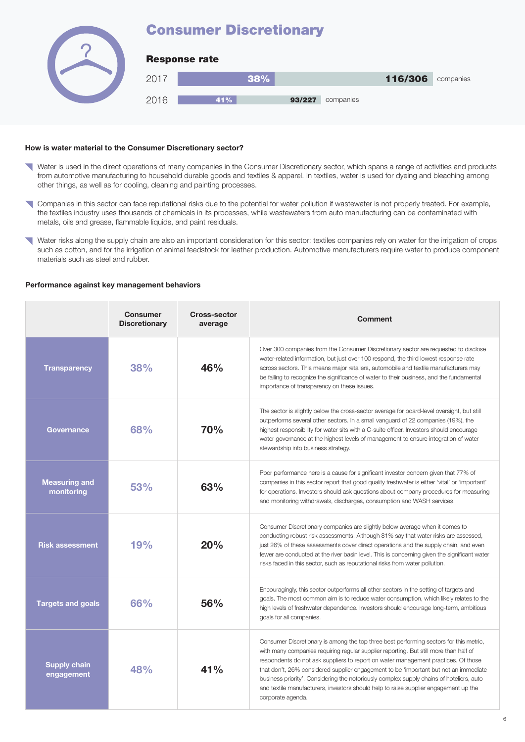# Consumer Discretionary

## Response rate

| Year | Response rate | Companies |
|---|---|---|
| 2017 | 38% | 116/306 companies |
| 2016 | 41% | 93/227 companies |

### How is water material to the Consumer Discretionary sector?

- Water is used in the direct operations of many companies in the Consumer Discretionary sector, which spans a range of activities and products from automotive manufacturing to household durable goods and textiles & apparel. In textiles, water is used for dyeing and bleaching among other things, as well as for cooling, cleaning and painting processes.
- Companies in this sector can face reputational risks due to the potential for water pollution if wastewater is not properly treated. For example, the textiles industry uses thousands of chemicals in its processes, while wastewaters from auto manufacturing can be contaminated with metals, oils and grease, flammable liquids, and paint residuals.
- Water risks along the supply chain are also an important consideration for this sector: textiles companies rely on water for the irrigation of crops such as cotton, and for the irrigation of animal feedstock for leather production. Automotive manufacturers require water to produce component materials such as steel and rubber.

### Performance against key management behaviors

| | Consumer Discretionary | Cross-sector average | Comment |
|---|---|---|---|
| **Transparency** | 38% | 46% | Over 300 companies from the Consumer Discretionary sector are requested to disclose water-related information, but just over 100 respond, the third lowest response rate across sectors. This means major retailers, automobile and textile manufacturers may be failing to recognize the significance of water to their business, and the fundamental importance of transparency on these issues. |
| **Governance** | 68% | 70% | The sector is slightly below the cross-sector average for board-level oversight, but still outperforms several other sectors. In a small vanguard of 22 companies (19%), the highest responsibility for water sits with a C-suite officer. Investors should encourage water governance at the highest levels of management to ensure integration of water stewardship into business strategy. |
| **Measuring and monitoring** | 53% | 63% | Poor performance here is a cause for significant investor concern given that 77% of companies in this sector report that good quality freshwater is either 'vital' or 'important' for operations. Investors should ask questions about company procedures for measuring and monitoring withdrawals, discharges, consumption and WASH services. |
| **Risk assessment** | 19% | 20% | Consumer Discretionary companies are slightly below average when it comes to conducting robust risk assessments. Although 81% say that water risks are assessed, just 26% of these assessments cover direct operations and the supply chain, and even fewer are conducted at the river basin level. This is concerning given the significant water risks faced in this sector, such as reputational risks from water pollution. |
| **Targets and goals** | 66% | 56% | Encouragingly, this sector outperforms all other sectors in the setting of targets and goals. The most common aim is to reduce water consumption, which likely relates to the high levels of freshwater dependence. Investors should encourage long-term, ambitious goals for all companies. |
| **Supply chain engagement** | 48% | 41% | Consumer Discretionary is among the top three best performing sectors for this metric, with many companies requiring regular supplier reporting. But still more than half of respondents do not ask suppliers to report on water management practices. Of those that don't, 26% considered supplier engagement to be 'important but not an immediate business priority'. Considering the notoriously complex supply chains of hoteliers, auto and textile manufacturers, investors should help to raise supplier engagement up the corporate agenda. |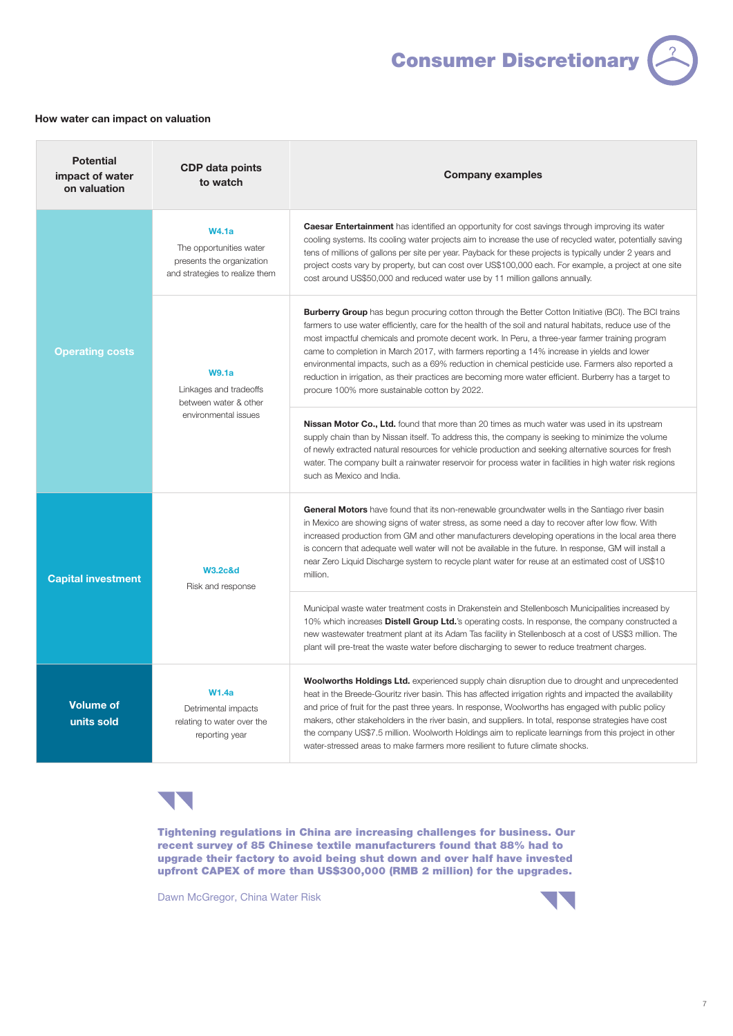# Consumer Discretionary

**How water can impact on valuation**

| Potential impact of water on valuation | CDP data points to watch | Company examples |
|---|---|---|
| Operating costs | **W4.1a** The opportunities water presents the organization and strategies to realize them | **Caesar Entertainment** has identified an opportunity for cost savings through improving its water cooling systems. Its cooling water projects aim to increase the use of recycled water, potentially saving tens of millions of gallons per site per year. Payback for these projects is typically under 2 years and project costs vary by property, but can cost over US$100,000 each. For example, a project at one site cost around US$50,000 and reduced water use by 11 million gallons annually. |
| | **W9.1a** Linkages and tradeoffs between water & other environmental issues | **Burberry Group** has begun procuring cotton through the Better Cotton Initiative (BCI). The BCI trains farmers to use water efficiently, care for the health of the soil and natural habitats, reduce use of the most impactful chemicals and promote decent work. In Peru, a three-year farmer training program came to completion in March 2017, with farmers reporting a 14% increase in yields and lower environmental impacts, such as a 69% reduction in chemical pesticide use. Farmers also reported a reduction in irrigation, as their practices are becoming more water efficient. Burberry has a target to procure 100% more sustainable cotton by 2022. |
| | | **Nissan Motor Co., Ltd.** found that more than 20 times as much water was used in its upstream supply chain than by Nissan itself. To address this, the company is seeking to minimize the volume of newly extracted natural resources for vehicle production and seeking alternative sources for fresh water. The company built a rainwater reservoir for process water in facilities in high water risk regions such as Mexico and India. |
| Capital investment | **W3.2c&d** Risk and response | **General Motors** have found that its non-renewable groundwater wells in the Santiago river basin in Mexico are showing signs of water stress, as some need a day to recover after low flow. With increased production from GM and other manufacturers developing operations in the local area there is concern that adequate well water will not be available in the future. In response, GM will install a near Zero Liquid Discharge system to recycle plant water for reuse at an estimated cost of US$10 million. |
| | | Municipal waste water treatment costs in Drakenstein and Stellenbosch Municipalities increased by 10% which increases **Distell Group Ltd.**'s operating costs. In response, the company constructed a new wastewater treatment plant at its Adam Tas facility in Stellenbosch at a cost of US$3 million. The plant will pre-treat the waste water before discharging to sewer to reduce treatment charges. |
| Volume of units sold | **W1.4a** Detrimental impacts relating to water over the reporting year | **Woolworths Holdings Ltd.** experienced supply chain disruption due to drought and unprecedented heat in the Breede-Gouritz river basin. This has affected irrigation rights and impacted the availability and price of fruit for the past three years. In response, Woolworths has engaged with public policy makers, other stakeholders in the river basin, and suppliers. In total, response strategies have cost the company US$7.5 million. Woolworth Holdings aim to replicate learnings from this project in other water-stressed areas to make farmers more resilient to future climate shocks. |

**Tightening regulations in China are increasing challenges for business. Our recent survey of 85 Chinese textile manufacturers found that 88% had to upgrade their factory to avoid being shut down and over half have invested upfront CAPEX of more than US$300,000 (RMB 2 million) for the upgrades.**

Dawn McGregor, China Water Risk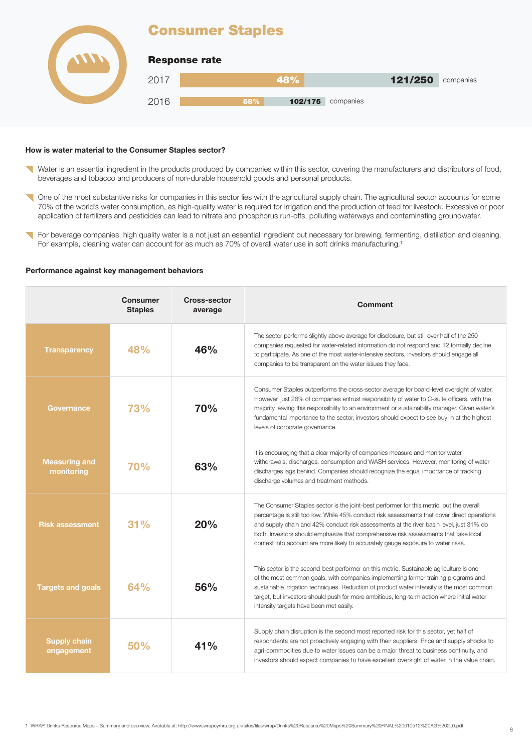# Consumer Staples

## Response rate

| Year | Response rate | Companies |
|---|---|---|
| 2017 | 48% | 121/250 companies |
| 2016 | 58% | 102/175 companies |

### How is water material to the Consumer Staples sector?

- Water is an essential ingredient in the products produced by companies within this sector, covering the manufacturers and distributors of food, beverages and tobacco and producers of non-durable household goods and personal products.
- One of the most substantive risks for companies in this sector lies with the agricultural supply chain. The agricultural sector accounts for some 70% of the world's water consumption, as high-quality water is required for irrigation and the production of feed for livestock. Excessive or poor application of fertilizers and pesticides can lead to nitrate and phosphorus run-offs, polluting waterways and contaminating groundwater.
- For beverage companies, high quality water is a not just an essential ingredient but necessary for brewing, fermenting, distillation and cleaning. For example, cleaning water can account for as much as 70% of overall water use in soft drinks manufacturing.[1]

### Performance against key management behaviors

| | Consumer Staples | Cross-sector average | Comment |
|---|---|---|---|
| Transparency | 48% | 46% | The sector performs slightly above average for disclosure, but still over half of the 250 companies requested for water-related information do not respond and 12 formally decline to participate. As one of the most water-intensive sectors, investors should engage all companies to be transparent on the water issues they face. |
| Governance | 73% | 70% | Consumer Staples outperforms the cross-sector average for board-level oversight of water. However, just 26% of companies entrust responsibility of water to C-suite officers, with the majority leaving this responsibility to an environment or sustainability manager. Given water's fundamental importance to the sector, investors should expect to see buy-in at the highest levels of corporate governance. |
| Measuring and monitoring | 70% | 63% | It is encouraging that a clear majority of companies measure and monitor water withdrawals, discharges, consumption and WASH services. However, monitoring of water discharges lags behind. Companies should recognize the equal importance of tracking discharge volumes and treatment methods. |
| Risk assessment | 31% | 20% | The Consumer Staples sector is the joint-best performer for this metric, but the overall percentage is still too low. While 45% conduct risk assessments that cover direct operations and supply chain and 42% conduct risk assessments at the river basin level, just 31% do both. Investors should emphasize that comprehensive risk assessments that take local context into account are more likely to accurately gauge exposure to water risks. |
| Targets and goals | 64% | 56% | This sector is the second-best performer on this metric. Sustainable agriculture is one of the most common goals, with companies implementing farmer training programs and sustainable irrigation techniques. Reduction of product water intensity is the most common target, but investors should push for more ambitious, long-term action where initial water intensity targets have been met easily. |
| Supply chain engagement | 50% | 41% | Supply chain disruption is the second most reported risk for this sector, yet half of respondents are not proactively engaging with their suppliers. Price and supply shocks to agri-commodities due to water issues can be a major threat to business continuity, and investors should expect companies to have excellent oversight of water in the value chain. |

1 WRAP. Drinks Resource Maps – Summary and overview. Available at: http://www.wrapcymru.org.uk/sites/files/wrap/Drinks%20Resource%20Maps%20Summary%20FINAL%20010512%20AG%202_0.pdf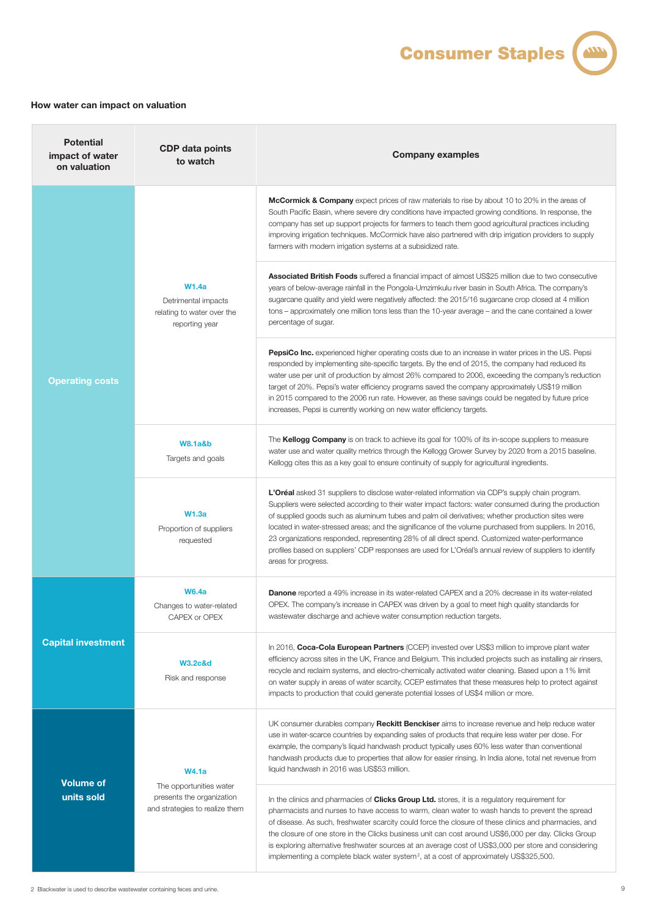## How water can impact on valuation

| Potential impact of water on valuation | CDP data points to watch | Company examples |
|---|---|---|
| Operating costs | **W1.4a** Detrimental impacts relating to water over the reporting year | **McCormick & Company** expect prices of raw materials to rise by about 10 to 20% in the areas of South Pacific Basin, where severe dry conditions have impacted growing conditions. In response, the company has set up support projects for farmers to teach them good agricultural practices including improving irrigation techniques. McCormick have also partnered with drip irrigation providers to supply farmers with modern irrigation systems at a subsidized rate. |
| | | **Associated British Foods** suffered a financial impact of almost US$25 million due to two consecutive years of below-average rainfall in the Pongola-Umzimkulu river basin in South Africa. The company's sugarcane quality and yield were negatively affected: the 2015/16 sugarcane crop closed at 4 million tons – approximately one million tons less than the 10-year average – and the cane contained a lower percentage of sugar. |
| | | **PepsiCo Inc.** experienced higher operating costs due to an increase in water prices in the US. Pepsi responded by implementing site-specific targets. By the end of 2015, the company had reduced its water use per unit of production by almost 26% compared to 2006, exceeding the company's reduction target of 20%. Pepsi's water efficiency programs saved the company approximately US$19 million in 2015 compared to the 2006 run rate. However, as these savings could be negated by future price increases, Pepsi is currently working on new water efficiency targets. |
| | **W8.1a&b** Targets and goals | The **Kellogg Company** is on track to achieve its goal for 100% of its in-scope suppliers to measure water use and water quality metrics through the Kellogg Grower Survey by 2020 from a 2015 baseline. Kellogg cites this as a key goal to ensure continuity of supply for agricultural ingredients. |
| | **W1.3a** Proportion of suppliers requested | **L'Oréal** asked 31 suppliers to disclose water-related information via CDP's supply chain program. Suppliers were selected according to their water impact factors: water consumed during the production of supplied goods such as aluminum tubes and palm oil derivatives; whether production sites were located in water-stressed areas; and the significance of the volume purchased from suppliers. In 2016, 23 organizations responded, representing 28% of all direct spend. Customized water-performance profiles based on suppliers' CDP responses are used for L'Oréal's annual review of suppliers to identify areas for progress. |
| Capital investment | **W6.4a** Changes to water-related CAPEX or OPEX | **Danone** reported a 49% increase in its water-related CAPEX and a 20% decrease in its water-related OPEX. The company's increase in CAPEX was driven by a goal to meet high quality standards for wastewater discharge and achieve water consumption reduction targets. |
| | **W3.2c&d** Risk and response | In 2016, **Coca-Cola European Partners** (CCEP) invested over US$3 million to improve plant water efficiency across sites in the UK, France and Belgium. This included projects such as installing air rinsers, recycle and reclaim systems, and electro-chemically activated water cleaning. Based upon a 1% limit on water supply in areas of water scarcity, CCEP estimates that these measures help to protect against impacts to production that could generate potential losses of US$4 million or more. |
| Volume of units sold | **W4.1a** The opportunities water presents the organization and strategies to realize them | UK consumer durables company **Reckitt Benckiser** aims to increase revenue and help reduce water use in water-scarce countries by expanding sales of products that require less water per dose. For example, the company's liquid handwash product typically uses 60% less water than conventional handwash products due to properties that allow for easier rinsing. In India alone, total net revenue from liquid handwash in 2016 was US$53 million. |
| | | In the clinics and pharmacies of **Clicks Group Ltd.** stores, it is a regulatory requirement for pharmacists and nurses to have access to warm, clean water to wash hands to prevent the spread of disease. As such, freshwater scarcity could force the closure of these clinics and pharmacies, and the closure of one store in the Clicks business unit can cost around US$6,000 per day. Clicks Group is exploring alternative freshwater sources at an average cost of US$3,000 per store and considering implementing a complete black water system[2], at a cost of approximately US$325,500. |

2 Blackwater is used to describe wastewater containing feces and urine.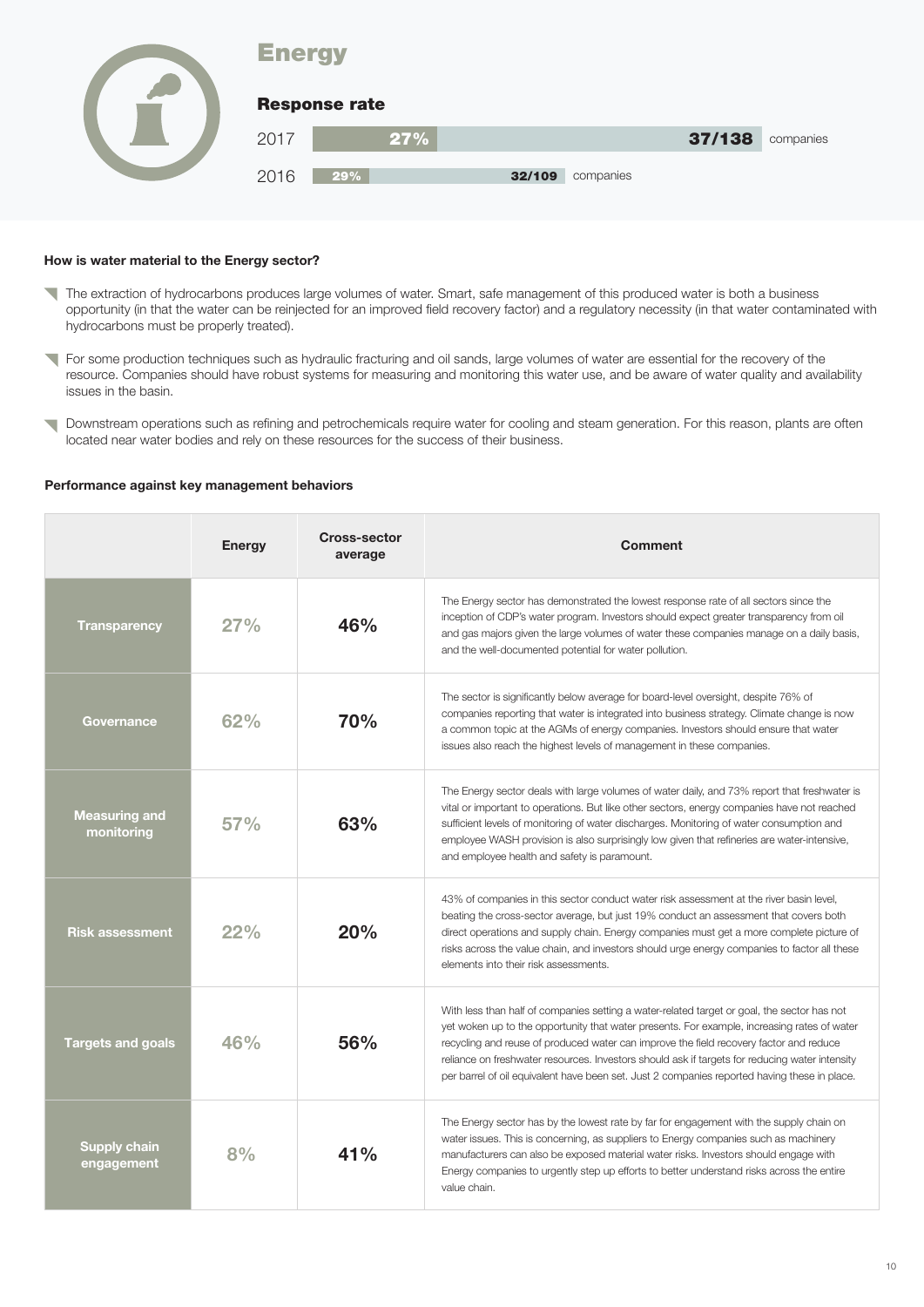# Energy

## Response rate

| Year | Response rate | Companies |
|---|---|---|
| 2017 | 27% | 37/138 companies |
| 2016 | 29% | 32/109 companies |

**How is water material to the Energy sector?**

- The extraction of hydrocarbons produces large volumes of water. Smart, safe management of this produced water is both a business opportunity (in that the water can be reinjected for an improved field recovery factor) and a regulatory necessity (in that water contaminated with hydrocarbons must be properly treated).
- For some production techniques such as hydraulic fracturing and oil sands, large volumes of water are essential for the recovery of the resource. Companies should have robust systems for measuring and monitoring this water use, and be aware of water quality and availability issues in the basin.
- Downstream operations such as refining and petrochemicals require water for cooling and steam generation. For this reason, plants are often located near water bodies and rely on these resources for the success of their business.

**Performance against key management behaviors**

| | Energy | Cross-sector average | Comment |
|---|---|---|---|
| **Transparency** | 27% | 46% | The Energy sector has demonstrated the lowest response rate of all sectors since the inception of CDP's water program. Investors should expect greater transparency from oil and gas majors given the large volumes of water these companies manage on a daily basis, and the well-documented potential for water pollution. |
| **Governance** | 62% | 70% | The sector is significantly below average for board-level oversight, despite 76% of companies reporting that water is integrated into business strategy. Climate change is now a common topic at the AGMs of energy companies. Investors should ensure that water issues also reach the highest levels of management in these companies. |
| **Measuring and monitoring** | 57% | 63% | The Energy sector deals with large volumes of water daily, and 73% report that freshwater is vital or important to operations. But like other sectors, energy companies have not reached sufficient levels of monitoring of water discharges. Monitoring of water consumption and employee WASH provision is also surprisingly low given that refineries are water-intensive, and employee health and safety is paramount. |
| **Risk assessment** | 22% | 20% | 43% of companies in this sector conduct water risk assessment at the river basin level, beating the cross-sector average, but just 19% conduct an assessment that covers both direct operations and supply chain. Energy companies must get a more complete picture of risks across the value chain, and investors should urge energy companies to factor all these elements into their risk assessments. |
| **Targets and goals** | 46% | 56% | With less than half of companies setting a water-related target or goal, the sector has not yet woken up to the opportunity that water presents. For example, increasing rates of water recycling and reuse of produced water can improve the field recovery factor and reduce reliance on freshwater resources. Investors should ask if targets for reducing water intensity per barrel of oil equivalent have been set. Just 2 companies reported having these in place. |
| **Supply chain engagement** | 8% | 41% | The Energy sector has by the lowest rate by far for engagement with the supply chain on water issues. This is concerning, as suppliers to Energy companies such as machinery manufacturers can also be exposed material water risks. Investors should engage with Energy companies to urgently step up efforts to better understand risks across the entire value chain. |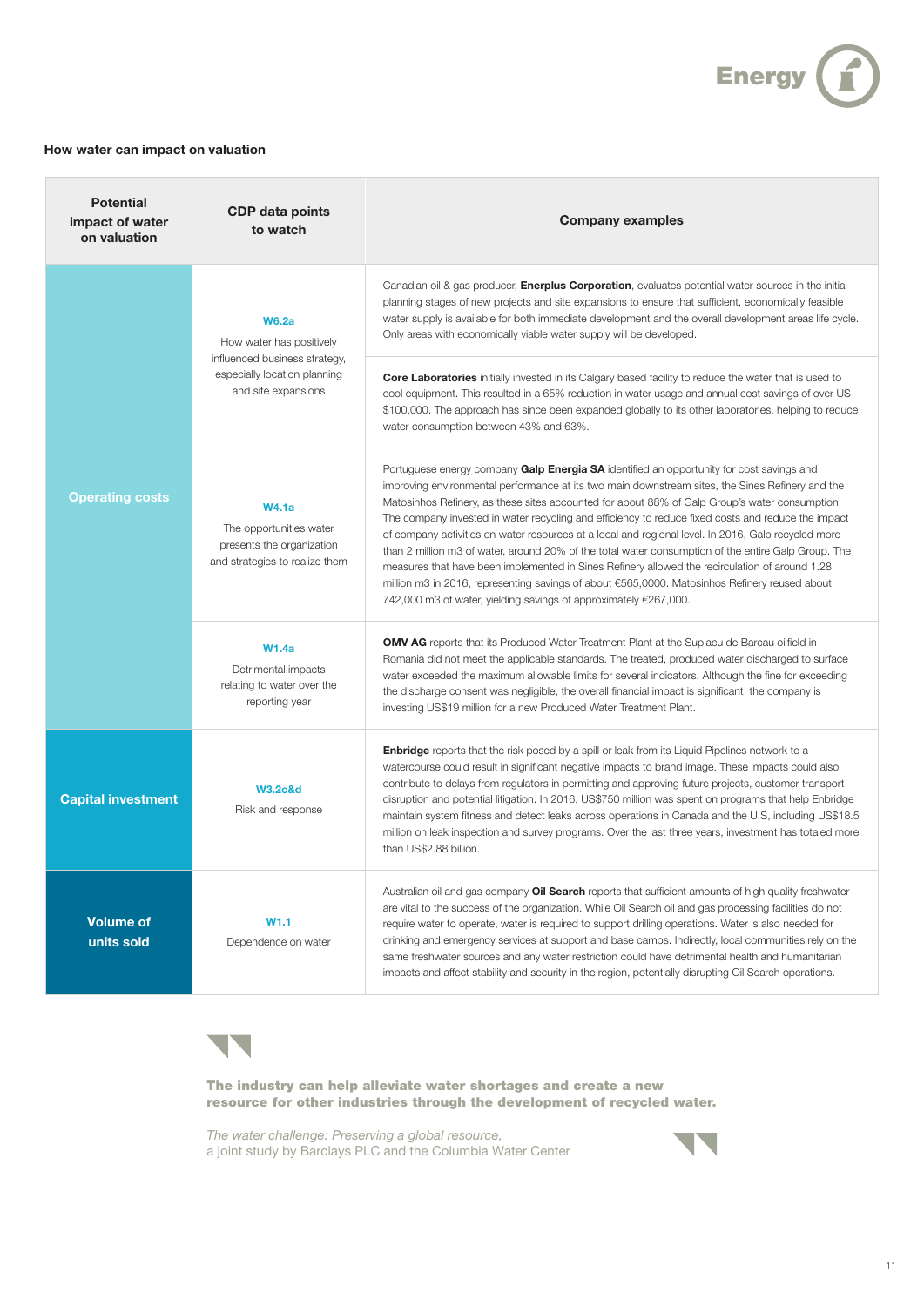### How water can impact on valuation

| Potential impact of water on valuation | CDP data points to watch | Company examples |
|---|---|---|
| Operating costs | **W6.2a** How water has positively influenced business strategy, especially location planning and site expansions | Canadian oil & gas producer, **Enerplus Corporation**, evaluates potential water sources in the initial planning stages of new projects and site expansions to ensure that sufficient, economically feasible water supply is available for both immediate development and the overall development areas life cycle. Only areas with economically viable water supply will be developed. |
| | | **Core Laboratories** initially invested in its Calgary based facility to reduce the water that is used to cool equipment. This resulted in a 65% reduction in water usage and annual cost savings of over US $100,000. The approach has since been expanded globally to its other laboratories, helping to reduce water consumption between 43% and 63%. |
| | **W4.1a** The opportunities water presents the organization and strategies to realize them | Portuguese energy company **Galp Energia SA** identified an opportunity for cost savings and improving environmental performance at its two main downstream sites, the Sines Refinery and the Matosinhos Refinery, as these sites accounted for about 88% of Galp Group's water consumption. The company invested in water recycling and efficiency to reduce fixed costs and reduce the impact of company activities on water resources at a local and regional level. In 2016, Galp recycled more than 2 million m3 of water, around 20% of the total water consumption of the entire Galp Group. The measures that have been implemented in Sines Refinery allowed the recirculation of around 1.28 million m3 in 2016, representing savings of about €565,0000. Matosinhos Refinery reused about 742,000 m3 of water, yielding savings of approximately €267,000. |
| | **W1.4a** Detrimental impacts relating to water over the reporting year | **OMV AG** reports that its Produced Water Treatment Plant at the Suplacu de Barcau oilfield in Romania did not meet the applicable standards. The treated, produced water discharged to surface water exceeded the maximum allowable limits for several indicators. Although the fine for exceeding the discharge consent was negligible, the overall financial impact is significant: the company is investing US$19 million for a new Produced Water Treatment Plant. |
| Capital investment | **W3.2c&d** Risk and response | **Enbridge** reports that the risk posed by a spill or leak from its Liquid Pipelines network to a watercourse could result in significant negative impacts to brand image. These impacts could also contribute to delays from regulators in permitting and approving future projects, customer transport disruption and potential litigation. In 2016, US$750 million was spent on programs that help Enbridge maintain system fitness and detect leaks across operations in Canada and the U.S, including US$18.5 million on leak inspection and survey programs. Over the last three years, investment has totaled more than US$2.88 billion. |
| Volume of units sold | **W1.1** Dependence on water | Australian oil and gas company **Oil Search** reports that sufficient amounts of high quality freshwater are vital to the success of the organization. While Oil Search oil and gas processing facilities do not require water to operate, water is required to support drilling operations. Water is also needed for drinking and emergency services at support and base camps. Indirectly, local communities rely on the same freshwater sources and any water restriction could have detrimental health and humanitarian impacts and affect stability and security in the region, potentially disrupting Oil Search operations. |

**The industry can help alleviate water shortages and create a new resource for other industries through the development of recycled water.**

*The water challenge: Preserving a global resource,*
a joint study by Barclays PLC and the Columbia Water Center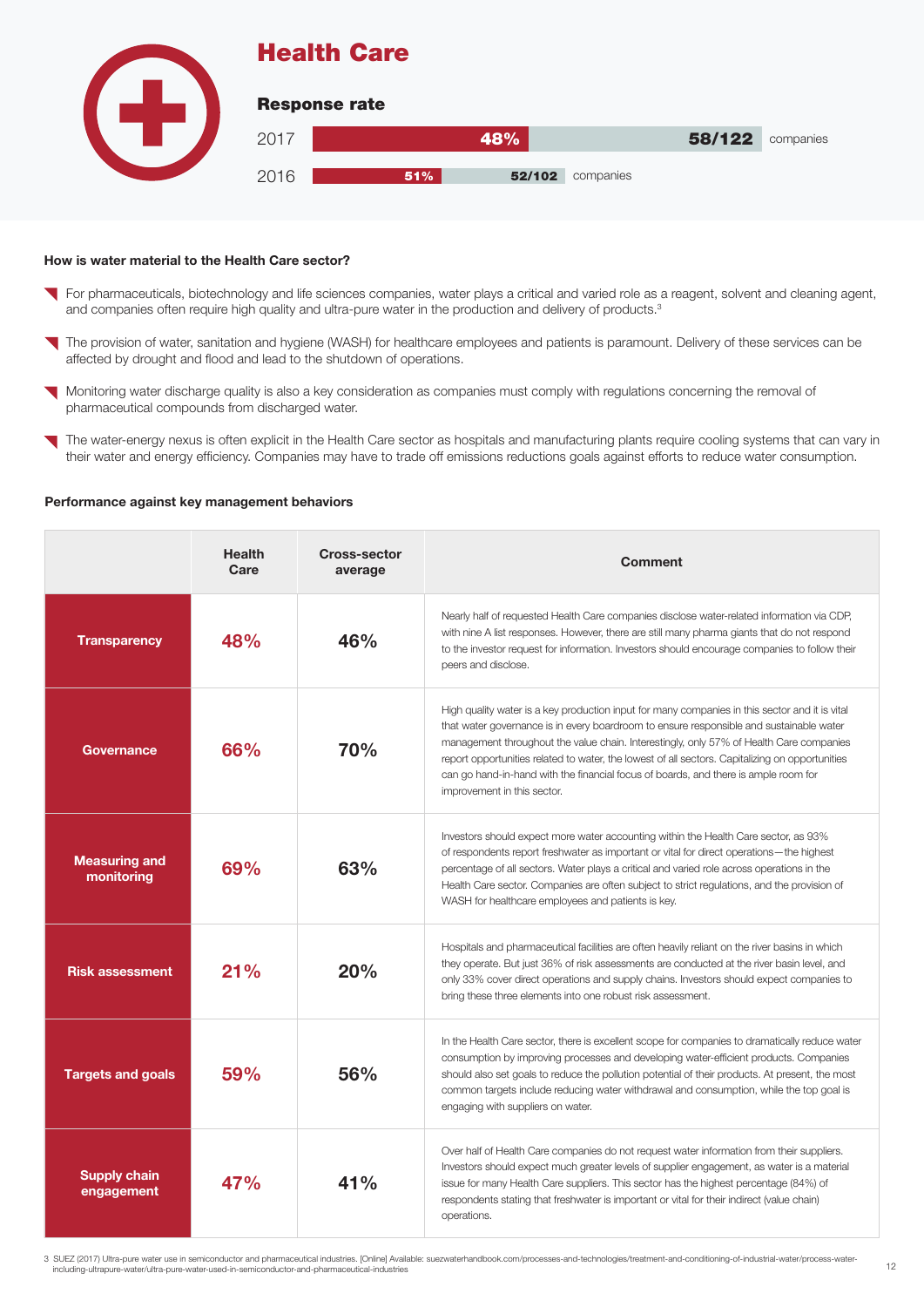# Health Care

## Response rate

| Year | Response rate | Companies |
| --- | --- | --- |
| 2017 | 48% | 58/122 companies |
| 2016 | 51% | 52/102 companies |

**How is water material to the Health Care sector?**

- For pharmaceuticals, biotechnology and life sciences companies, water plays a critical and varied role as a reagent, solvent and cleaning agent, and companies often require high quality and ultra-pure water in the production and delivery of products.[3]
- The provision of water, sanitation and hygiene (WASH) for healthcare employees and patients is paramount. Delivery of these services can be affected by drought and flood and lead to the shutdown of operations.
- Monitoring water discharge quality is also a key consideration as companies must comply with regulations concerning the removal of pharmaceutical compounds from discharged water.
- The water-energy nexus is often explicit in the Health Care sector as hospitals and manufacturing plants require cooling systems that can vary in their water and energy efficiency. Companies may have to trade off emissions reductions goals against efforts to reduce water consumption.

**Performance against key management behaviors**

| | Health Care | Cross-sector average | Comment |
| --- | --- | --- | --- |
| **Transparency** | 48% | 46% | Nearly half of requested Health Care companies disclose water-related information via CDP, with nine A list responses. However, there are still many pharma giants that do not respond to the investor request for information. Investors should encourage companies to follow their peers and disclose. |
| **Governance** | 66% | 70% | High quality water is a key production input for many companies in this sector and it is vital that water governance is in every boardroom to ensure responsible and sustainable water management throughout the value chain. Interestingly, only 57% of Health Care companies report opportunities related to water, the lowest of all sectors. Capitalizing on opportunities can go hand-in-hand with the financial focus of boards, and there is ample room for improvement in this sector. |
| **Measuring and monitoring** | 69% | 63% | Investors should expect more water accounting within the Health Care sector, as 93% of respondents report freshwater as important or vital for direct operations—the highest percentage of all sectors. Water plays a critical and varied role across operations in the Health Care sector. Companies are often subject to strict regulations, and the provision of WASH for healthcare employees and patients is key. |
| **Risk assessment** | 21% | 20% | Hospitals and pharmaceutical facilities are often heavily reliant on the river basins in which they operate. But just 36% of risk assessments are conducted at the river basin level, and only 33% cover direct operations and supply chains. Investors should expect companies to bring these three elements into one robust risk assessment. |
| **Targets and goals** | 59% | 56% | In the Health Care sector, there is excellent scope for companies to dramatically reduce water consumption by improving processes and developing water-efficient products. Companies should also set goals to reduce the pollution potential of their products. At present, the most common targets include reducing water withdrawal and consumption, while the top goal is engaging with suppliers on water. |
| **Supply chain engagement** | 47% | 41% | Over half of Health Care companies do not request water information from their suppliers. Investors should expect much greater levels of supplier engagement, as water is a material issue for many Health Care suppliers. This sector has the highest percentage (84%) of respondents stating that freshwater is important or vital for their indirect (value chain) operations. |

3 SUEZ (2017) Ultra-pure water use in semiconductor and pharmaceutical industries. [Online] Available: suezwaterhandbook.com/processes-and-technologies/treatment-and-conditioning-of-industrial-water/process-water-including-ultrapure-water/ultra-pure-water-used-in-semiconductor-and-pharmaceutical-industries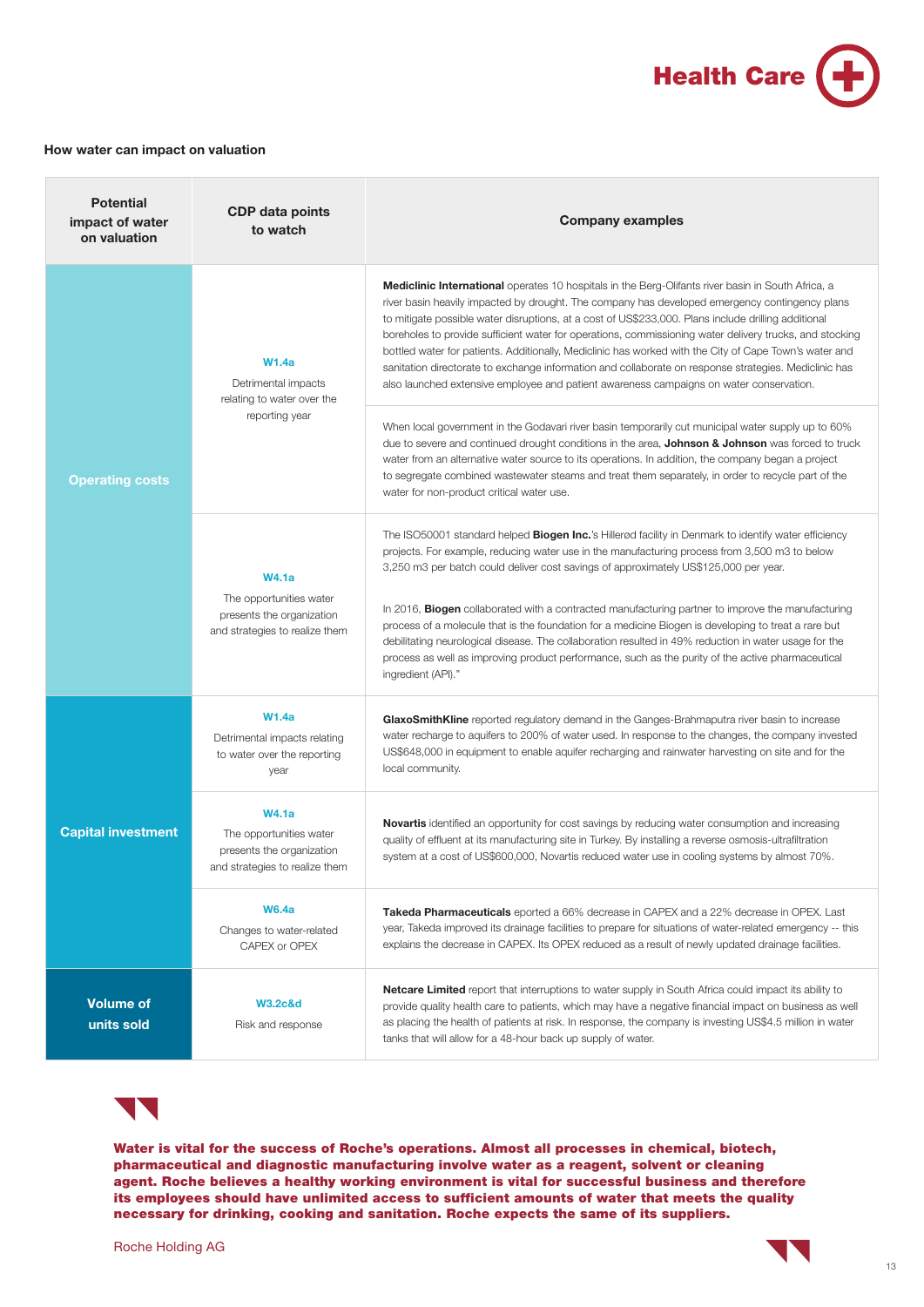Health Care

### How water can impact on valuation

| Potential impact of water on valuation | CDP data points to watch | Company examples |
|---|---|---|
| Operating costs | **W1.4a** Detrimental impacts relating to water over the reporting year | **Mediclinic International** operates 10 hospitals in the Berg-Olifants river basin in South Africa, a river basin heavily impacted by drought. The company has developed emergency contingency plans to mitigate possible water disruptions, at a cost of US$233,000. Plans include drilling additional boreholes to provide sufficient water for operations, commissioning water delivery trucks, and stocking bottled water for patients. Additionally, Mediclinic has worked with the City of Cape Town's water and sanitation directorate to exchange information and collaborate on response strategies. Mediclinic has also launched extensive employee and patient awareness campaigns on water conservation. |
| | | When local government in the Godavari river basin temporarily cut municipal water supply up to 60% due to severe and continued drought conditions in the area, **Johnson & Johnson** was forced to truck water from an alternative water source to its operations. In addition, the company began a project to segregate combined wastewater steams and treat them separately, in order to recycle part of the water for non-product critical water use. |
| | **W4.1a** The opportunities water presents the organization and strategies to realize them | The ISO50001 standard helped **Biogen Inc.**'s Hillerød facility in Denmark to identify water efficiency projects. For example, reducing water use in the manufacturing process from 3,500 m3 to below 3,250 m3 per batch could deliver cost savings of approximately US$125,000 per year.<br><br>In 2016, **Biogen** collaborated with a contracted manufacturing partner to improve the manufacturing process of a molecule that is the foundation for a medicine Biogen is developing to treat a rare but debilitating neurological disease. The collaboration resulted in 49% reduction in water usage for the process as well as improving product performance, such as the purity of the active pharmaceutical ingredient (API)." |
| Capital investment | **W1.4a** Detrimental impacts relating to water over the reporting year | **GlaxoSmithKline** reported regulatory demand in the Ganges-Brahmaputra river basin to increase water recharge to aquifers to 200% of water used. In response to the changes, the company invested US$648,000 in equipment to enable aquifer recharging and rainwater harvesting on site and for the local community. |
| | **W4.1a** The opportunities water presents the organization and strategies to realize them | **Novartis** identified an opportunity for cost savings by reducing water consumption and increasing quality of effluent at its manufacturing site in Turkey. By installing a reverse osmosis-ultrafiltration system at a cost of US$600,000, Novartis reduced water use in cooling systems by almost 70%. |
| | **W6.4a** Changes to water-related CAPEX or OPEX | **Takeda Pharmaceuticals** eported a 66% decrease in CAPEX and a 22% decrease in OPEX. Last year, Takeda improved its drainage facilities to prepare for situations of water-related emergency -- this explains the decrease in CAPEX. Its OPEX reduced as a result of newly updated drainage facilities. |
| Volume of units sold | **W3.2c&d** Risk and response | **Netcare Limited** report that interruptions to water supply in South Africa could impact its ability to provide quality health care to patients, which may have a negative financial impact on business as well as placing the health of patients at risk. In response, the company is investing US$4.5 million in water tanks that will allow for a 48-hour back up supply of water. |

> **Water is vital for the success of Roche's operations. Almost all processes in chemical, biotech, pharmaceutical and diagnostic manufacturing involve water as a reagent, solvent or cleaning agent. Roche believes a healthy working environment is vital for successful business and therefore its employees should have unlimited access to sufficient amounts of water that meets the quality necessary for drinking, cooking and sanitation. Roche expects the same of its suppliers.**
>
> Roche Holding AG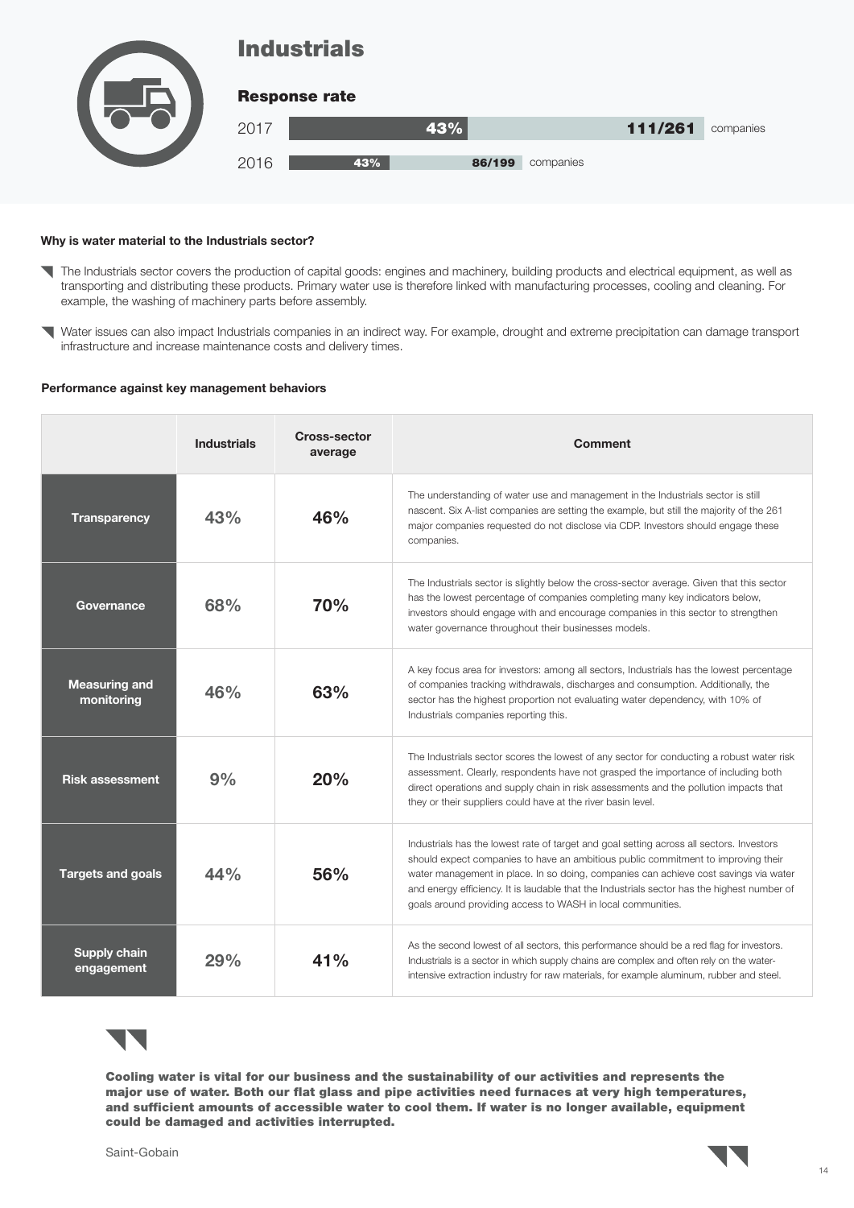# Industrials

## Response rate

2017 — 43% — 111/261 companies

2016 — 43% — 86/199 companies

**Why is water material to the Industrials sector?**

- The Industrials sector covers the production of capital goods: engines and machinery, building products and electrical equipment, as well as transporting and distributing these products. Primary water use is therefore linked with manufacturing processes, cooling and cleaning. For example, the washing of machinery parts before assembly.
- Water issues can also impact Industrials companies in an indirect way. For example, drought and extreme precipitation can damage transport infrastructure and increase maintenance costs and delivery times.

**Performance against key management behaviors**

| | Industrials | Cross-sector average | Comment |
|---|---|---|---|
| **Transparency** | 43% | 46% | The understanding of water use and management in the Industrials sector is still nascent. Six A-list companies are setting the example, but still the majority of the 261 major companies requested do not disclose via CDP. Investors should engage these companies. |
| **Governance** | 68% | 70% | The Industrials sector is slightly below the cross-sector average. Given that this sector has the lowest percentage of companies completing many key indicators below, investors should engage with and encourage companies in this sector to strengthen water governance throughout their businesses models. |
| **Measuring and monitoring** | 46% | 63% | A key focus area for investors: among all sectors, Industrials has the lowest percentage of companies tracking withdrawals, discharges and consumption. Additionally, the sector has the highest proportion not evaluating water dependency, with 10% of Industrials companies reporting this. |
| **Risk assessment** | 9% | 20% | The Industrials sector scores the lowest of any sector for conducting a robust water risk assessment. Clearly, respondents have not grasped the importance of including both direct operations and supply chain in risk assessments and the pollution impacts that they or their suppliers could have at the river basin level. |
| **Targets and goals** | 44% | 56% | Industrials has the lowest rate of target and goal setting across all sectors. Investors should expect companies to have an ambitious public commitment to improving their water management in place. In so doing, companies can achieve cost savings via water and energy efficiency. It is laudable that the Industrials sector has the highest number of goals around providing access to WASH in local communities. |
| **Supply chain engagement** | 29% | 41% | As the second lowest of all sectors, this performance should be a red flag for investors. Industrials is a sector in which supply chains are complex and often rely on the water-intensive extraction industry for raw materials, for example aluminum, rubber and steel. |

> **Cooling water is vital for our business and the sustainability of our activities and represents the major use of water. Both our flat glass and pipe activities need furnaces at very high temperatures, and sufficient amounts of accessible water to cool them. If water is no longer available, equipment could be damaged and activities interrupted.**
>
> Saint-Gobain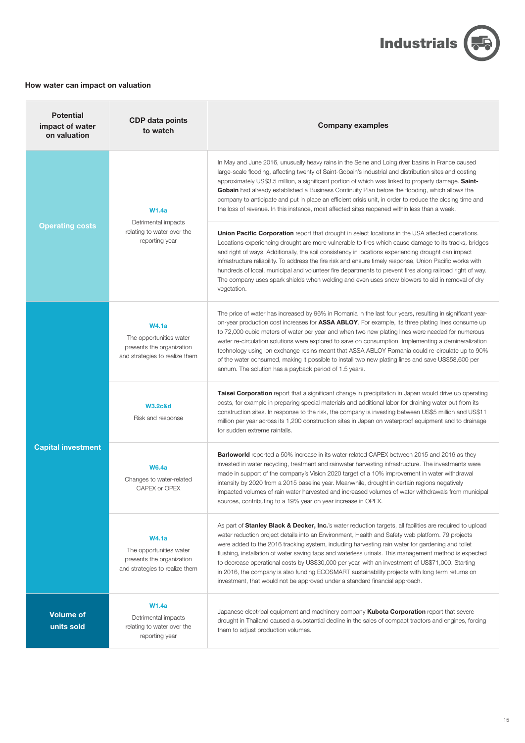Industrials

## How water can impact on valuation

| Potential impact of water on valuation | CDP data points to watch | Company examples |
|---|---|---|
| Operating costs | **W1.4a** Detrimental impacts relating to water over the reporting year | In May and June 2016, unusually heavy rains in the Seine and Loing river basins in France caused large-scale flooding, affecting twenty of Saint-Gobain's industrial and distribution sites and costing approximately US$3.5 million, a significant portion of which was linked to property damage. **Saint-Gobain** had already established a Business Continuity Plan before the flooding, which allows the company to anticipate and put in place an efficient crisis unit, in order to reduce the closing time and the loss of revenue. In this instance, most affected sites reopened within less than a week. |
| | | **Union Pacific Corporation** report that drought in select locations in the USA affected operations. Locations experiencing drought are more vulnerable to fires which cause damage to its tracks, bridges and right of ways. Additionally, the soil consistency in locations experiencing drought can impact infrastructure reliability. To address the fire risk and ensure timely response, Union Pacific works with hundreds of local, municipal and volunteer fire departments to prevent fires along railroad right of way. The company uses spark shields when welding and even uses snow blowers to aid in removal of dry vegetation. |
| Capital investment | **W4.1a** The opportunities water presents the organization and strategies to realize them | The price of water has increased by 96% in Romania in the last four years, resulting in significant year-on-year production cost increases for **ASSA ABLOY**. For example, its three plating lines consume up to 72,000 cubic meters of water per year and when two new plating lines were needed for numerous water re-circulation solutions were explored to save on consumption. Implementing a demineralization technology using ion exchange resins meant that ASSA ABLOY Romania could re-circulate up to 90% of the water consumed, making it possible to install two new plating lines and save US$58,600 per annum. The solution has a payback period of 1.5 years. |
| | **W3.2c&d** Risk and response | **Taisei Corporation** report that a significant change in precipitation in Japan would drive up operating costs, for example in preparing special materials and additional labor for draining water out from its construction sites. In response to the risk, the company is investing between US$5 million and US$11 million per year across its 1,200 construction sites in Japan on waterproof equipment and to drainage for sudden extreme rainfalls. |
| | **W6.4a** Changes to water-related CAPEX or OPEX | **Barloworld** reported a 50% increase in its water-related CAPEX between 2015 and 2016 as they invested in water recycling, treatment and rainwater harvesting infrastructure. The investments were made in support of the company's Vision 2020 target of a 10% improvement in water withdrawal intensity by 2020 from a 2015 baseline year. Meanwhile, drought in certain regions negatively impacted volumes of rain water harvested and increased volumes of water withdrawals from municipal sources, contributing to a 19% year on year increase in OPEX. |
| | **W4.1a** The opportunities water presents the organization and strategies to realize them | As part of **Stanley Black & Decker, Inc.**'s water reduction targets, all facilities are required to upload water reduction project details into an Environment, Health and Safety web platform. 79 projects were added to the 2016 tracking system, including harvesting rain water for gardening and toilet flushing, installation of water saving taps and waterless urinals. This management method is expected to decrease operational costs by US$30,000 per year, with an investment of US$71,000. Starting in 2016, the company is also funding ECOSMART sustainability projects with long term returns on investment, that would not be approved under a standard financial approach. |
| Volume of units sold | **W1.4a** Detrimental impacts relating to water over the reporting year | Japanese electrical equipment and machinery company **Kubota Corporation** report that severe drought in Thailand caused a substantial decline in the sales of compact tractors and engines, forcing them to adjust production volumes. |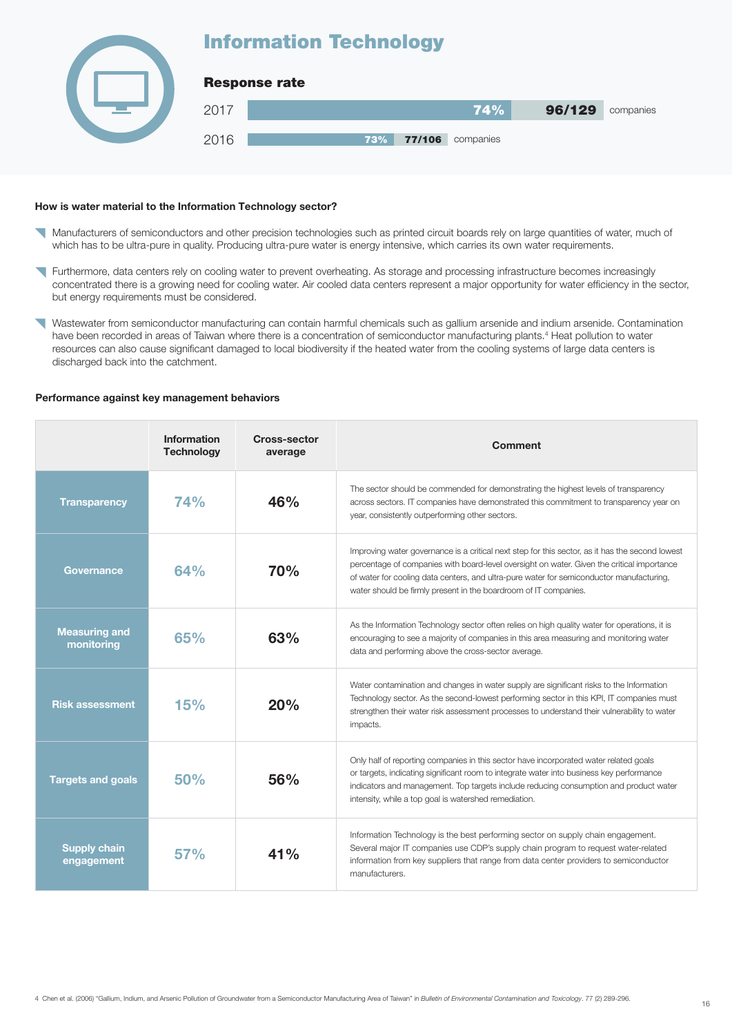# Information Technology

**Response rate**

| Year | Response rate | Companies |
|---|---|---|
| 2017 | 74% | 96/129 companies |
| 2016 | 73% | 77/106 companies |

**How is water material to the Information Technology sector?**

- Manufacturers of semiconductors and other precision technologies such as printed circuit boards rely on large quantities of water, much of which has to be ultra-pure in quality. Producing ultra-pure water is energy intensive, which carries its own water requirements.
- Furthermore, data centers rely on cooling water to prevent overheating. As storage and processing infrastructure becomes increasingly concentrated there is a growing need for cooling water. Air cooled data centers represent a major opportunity for water efficiency in the sector, but energy requirements must be considered.
- Wastewater from semiconductor manufacturing can contain harmful chemicals such as gallium arsenide and indium arsenide. Contamination have been recorded in areas of Taiwan where there is a concentration of semiconductor manufacturing plants.[4] Heat pollution to water resources can also cause significant damaged to local biodiversity if the heated water from the cooling systems of large data centers is discharged back into the catchment.

**Performance against key management behaviors**

| | Information Technology | Cross-sector average | Comment |
|---|---|---|---|
| **Transparency** | 74% | 46% | The sector should be commended for demonstrating the highest levels of transparency across sectors. IT companies have demonstrated this commitment to transparency year on year, consistently outperforming other sectors. |
| **Governance** | 64% | 70% | Improving water governance is a critical next step for this sector, as it has the second lowest percentage of companies with board-level oversight on water. Given the critical importance of water for cooling data centers, and ultra-pure water for semiconductor manufacturing, water should be firmly present in the boardroom of IT companies. |
| **Measuring and monitoring** | 65% | 63% | As the Information Technology sector often relies on high quality water for operations, it is encouraging to see a majority of companies in this area measuring and monitoring water data and performing above the cross-sector average. |
| **Risk assessment** | 15% | 20% | Water contamination and changes in water supply are significant risks to the Information Technology sector. As the second-lowest performing sector in this KPI, IT companies must strengthen their water risk assessment processes to understand their vulnerability to water impacts. |
| **Targets and goals** | 50% | 56% | Only half of reporting companies in this sector have incorporated water related goals or targets, indicating significant room to integrate water into business key performance indicators and management. Top targets include reducing consumption and product water intensity, while a top goal is watershed remediation. |
| **Supply chain engagement** | 57% | 41% | Information Technology is the best performing sector on supply chain engagement. Several major IT companies use CDP's supply chain program to request water-related information from key suppliers that range from data center providers to semiconductor manufacturers. |

4 Chen et al. (2006) "Gallium, Indium, and Arsenic Pollution of Groundwater from a Semiconductor Manufacturing Area of Taiwan" in *Bulletin of Environmental Contamination and Toxicology*. 77 (2) 289-296.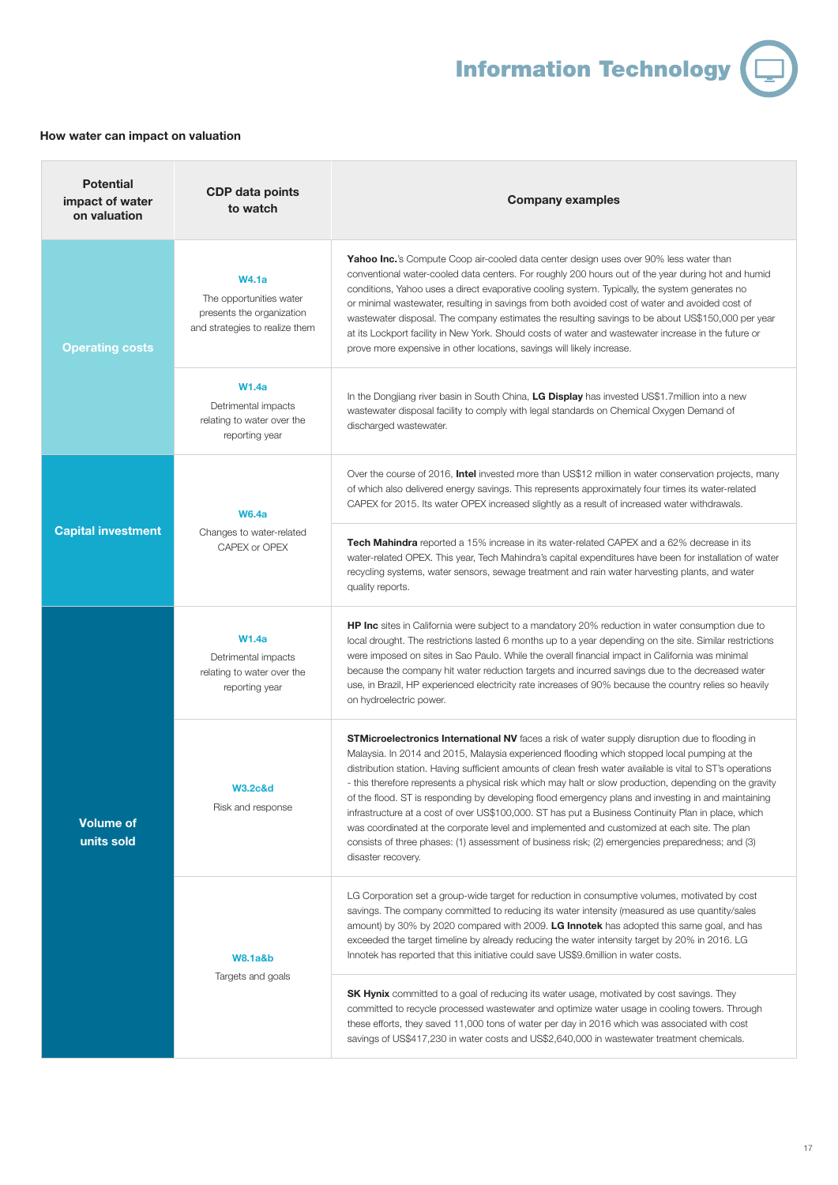# Information Technology

### How water can impact on valuation

| Potential impact of water on valuation | CDP data points to watch | Company examples |
|---|---|---|
| Operating costs | **W4.1a** The opportunities water presents the organization and strategies to realize them | **Yahoo Inc.**'s Compute Coop air-cooled data center design uses over 90% less water than conventional water-cooled data centers. For roughly 200 hours out of the year during hot and humid conditions, Yahoo uses a direct evaporative cooling system. Typically, the system generates no or minimal wastewater, resulting in savings from both avoided cost of water and avoided cost of wastewater disposal. The company estimates the resulting savings to be about US$150,000 per year at its Lockport facility in New York. Should costs of water and wastewater increase in the future or prove more expensive in other locations, savings will likely increase. |
| | **W1.4a** Detrimental impacts relating to water over the reporting year | In the Dongjiang river basin in South China, **LG Display** has invested US$1.7million into a new wastewater disposal facility to comply with legal standards on Chemical Oxygen Demand of discharged wastewater. |
| Capital investment | **W6.4a** Changes to water-related CAPEX or OPEX | Over the course of 2016, **Intel** invested more than US$12 million in water conservation projects, many of which also delivered energy savings. This represents approximately four times its water-related CAPEX for 2015. Its water OPEX increased slightly as a result of increased water withdrawals. |
| | | **Tech Mahindra** reported a 15% increase in its water-related CAPEX and a 62% decrease in its water-related OPEX. This year, Tech Mahindra's capital expenditures have been for installation of water recycling systems, water sensors, sewage treatment and rain water harvesting plants, and water quality reports. |
| Volume of units sold | **W1.4a** Detrimental impacts relating to water over the reporting year | **HP Inc** sites in California were subject to a mandatory 20% reduction in water consumption due to local drought. The restrictions lasted 6 months up to a year depending on the site. Similar restrictions were imposed on sites in Sao Paulo. While the overall financial impact in California was minimal because the company hit water reduction targets and incurred savings due to the decreased water use, in Brazil, HP experienced electricity rate increases of 90% because the country relies so heavily on hydroelectric power. |
| | **W3.2c&d** Risk and response | **STMicroelectronics International NV** faces a risk of water supply disruption due to flooding in Malaysia. In 2014 and 2015, Malaysia experienced flooding which stopped local pumping at the distribution station. Having sufficient amounts of clean fresh water available is vital to ST's operations - this therefore represents a physical risk which may halt or slow production, depending on the gravity of the flood. ST is responding by developing flood emergency plans and investing in and maintaining infrastructure at a cost of over US$100,000. ST has put a Business Continuity Plan in place, which was coordinated at the corporate level and implemented and customized at each site. The plan consists of three phases: (1) assessment of business risk; (2) emergencies preparedness; and (3) disaster recovery. |
| | **W8.1a&b** Targets and goals | LG Corporation set a group-wide target for reduction in consumptive volumes, motivated by cost savings. The company committed to reducing its water intensity (measured as use quantity/sales amount) by 30% by 2020 compared with 2009. **LG Innotek** has adopted this same goal, and has exceeded the target timeline by already reducing the water intensity target by 20% in 2016. LG Innotek has reported that this initiative could save US$9.6million in water costs. |
| | | **SK Hynix** committed to a goal of reducing its water usage, motivated by cost savings. They committed to recycle processed wastewater and optimize water usage in cooling towers. Through these efforts, they saved 11,000 tons of water per day in 2016 which was associated with cost savings of US$417,230 in water costs and US$2,640,000 in wastewater treatment chemicals. |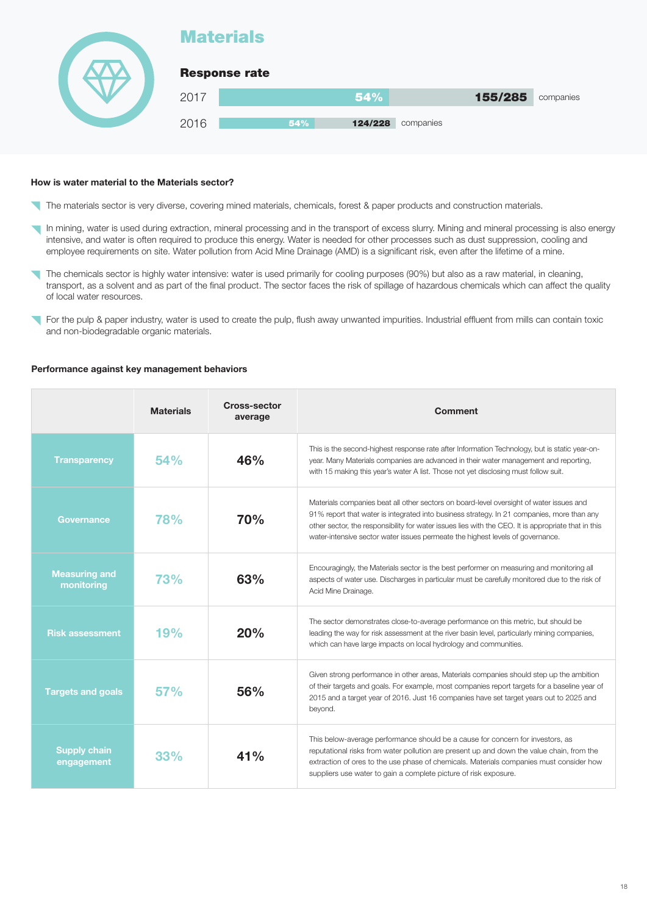# Materials

## Response rate

| Year | Response rate | Companies |
|---|---|---|
| 2017 | 54% | 155/285 companies |
| 2016 | 54% | 124/228 companies |

**How is water material to the Materials sector?**

- The materials sector is very diverse, covering mined materials, chemicals, forest & paper products and construction materials.
- In mining, water is used during extraction, mineral processing and in the transport of excess slurry. Mining and mineral processing is also energy intensive, and water is often required to produce this energy. Water is needed for other processes such as dust suppression, cooling and employee requirements on site. Water pollution from Acid Mine Drainage (AMD) is a significant risk, even after the lifetime of a mine.
- The chemicals sector is highly water intensive: water is used primarily for cooling purposes (90%) but also as a raw material, in cleaning, transport, as a solvent and as part of the final product. The sector faces the risk of spillage of hazardous chemicals which can affect the quality of local water resources.
- For the pulp & paper industry, water is used to create the pulp, flush away unwanted impurities. Industrial effluent from mills can contain toxic and non-biodegradable organic materials.

**Performance against key management behaviors**

| | Materials | Cross-sector average | Comment |
|---|---|---|---|
| **Transparency** | 54% | 46% | This is the second-highest response rate after Information Technology, but is static year-on-year. Many Materials companies are advanced in their water management and reporting, with 15 making this year's water A list. Those not yet disclosing must follow suit. |
| **Governance** | 78% | 70% | Materials companies beat all other sectors on board-level oversight of water issues and 91% report that water is integrated into business strategy. In 21 companies, more than any other sector, the responsibility for water issues lies with the CEO. It is appropriate that in this water-intensive sector water issues permeate the highest levels of governance. |
| **Measuring and monitoring** | 73% | 63% | Encouragingly, the Materials sector is the best performer on measuring and monitoring all aspects of water use. Discharges in particular must be carefully monitored due to the risk of Acid Mine Drainage. |
| **Risk assessment** | 19% | 20% | The sector demonstrates close-to-average performance on this metric, but should be leading the way for risk assessment at the river basin level, particularly mining companies, which can have large impacts on local hydrology and communities. |
| **Targets and goals** | 57% | 56% | Given strong performance in other areas, Materials companies should step up the ambition of their targets and goals. For example, most companies report targets for a baseline year of 2015 and a target year of 2016. Just 16 companies have set target years out to 2025 and beyond. |
| **Supply chain engagement** | 33% | 41% | This below-average performance should be a cause for concern for investors, as reputational risks from water pollution are present up and down the value chain, from the extraction of ores to the use phase of chemicals. Materials companies must consider how suppliers use water to gain a complete picture of risk exposure. |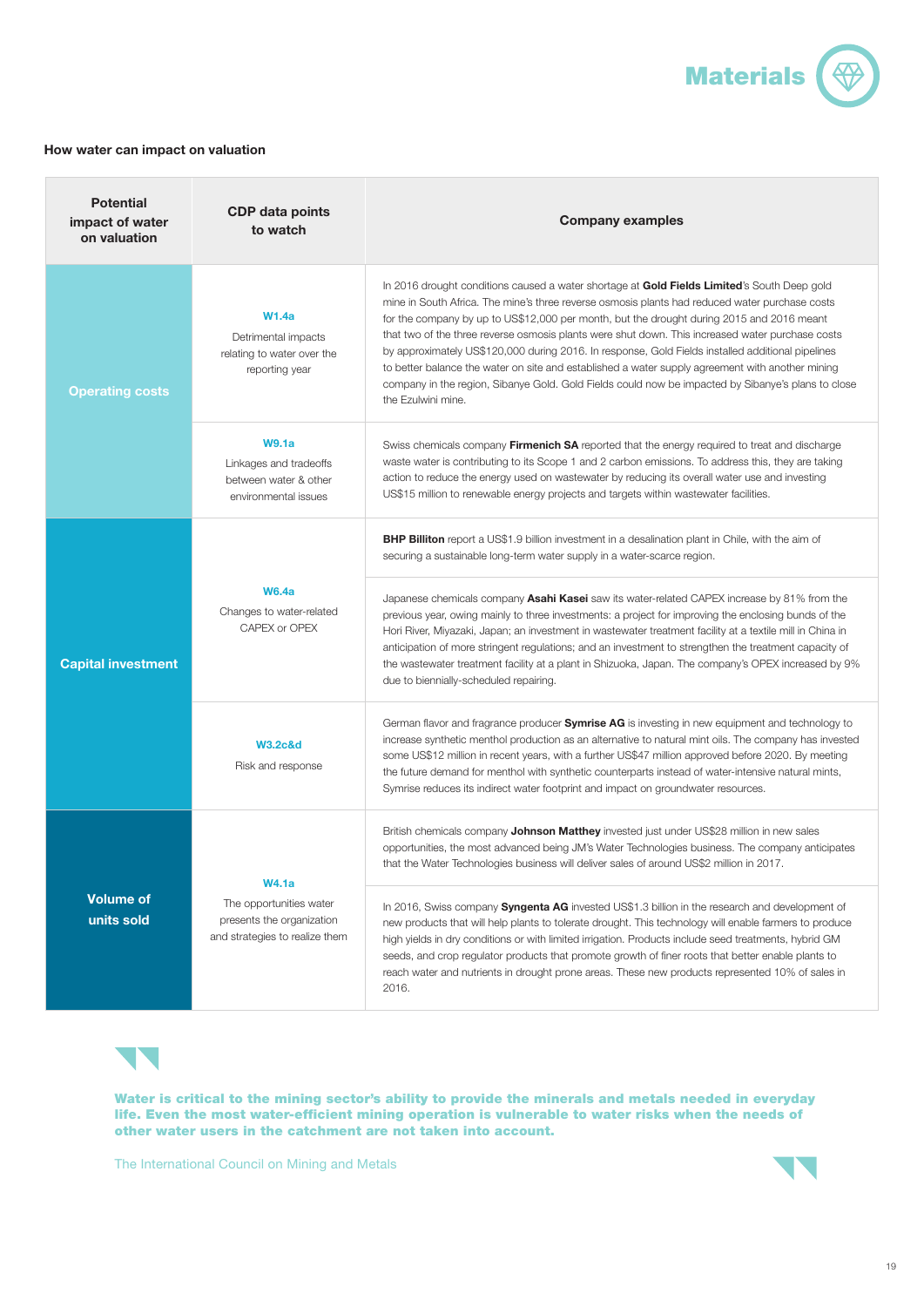## Materials

### How water can impact on valuation

| Potential impact of water on valuation | CDP data points to watch | Company examples |
|---|---|---|
| Operating costs | **W1.4a** Detrimental impacts relating to water over the reporting year | In 2016 drought conditions caused a water shortage at **Gold Fields Limited**'s South Deep gold mine in South Africa. The mine's three reverse osmosis plants had reduced water purchase costs for the company by up to US$12,000 per month, but the drought during 2015 and 2016 meant that two of the three reverse osmosis plants were shut down. This increased water purchase costs by approximately US$120,000 during 2016. In response, Gold Fields installed additional pipelines to better balance the water on site and established a water supply agreement with another mining company in the region, Sibanye Gold. Gold Fields could now be impacted by Sibanye's plans to close the Ezulwini mine. |
| | **W9.1a** Linkages and tradeoffs between water & other environmental issues | Swiss chemicals company **Firmenich SA** reported that the energy required to treat and discharge waste water is contributing to its Scope 1 and 2 carbon emissions. To address this, they are taking action to reduce the energy used on wastewater by reducing its overall water use and investing US$15 million to renewable energy projects and targets within wastewater facilities. |
| Capital investment | **W6.4a** Changes to water-related CAPEX or OPEX | **BHP Billiton** report a US$1.9 billion investment in a desalination plant in Chile, with the aim of securing a sustainable long-term water supply in a water-scarce region. |
| | | Japanese chemicals company **Asahi Kasei** saw its water-related CAPEX increase by 81% from the previous year, owing mainly to three investments: a project for improving the enclosing bunds of the Hori River, Miyazaki, Japan; an investment in wastewater treatment facility at a textile mill in China in anticipation of more stringent regulations; and an investment to strengthen the treatment capacity of the wastewater treatment facility at a plant in Shizuoka, Japan. The company's OPEX increased by 9% due to biennially-scheduled repairing. |
| | **W3.2c&d** Risk and response | German flavor and fragrance producer **Symrise AG** is investing in new equipment and technology to increase synthetic menthol production as an alternative to natural mint oils. The company has invested some US$12 million in recent years, with a further US$47 million approved before 2020. By meeting the future demand for menthol with synthetic counterparts instead of water-intensive natural mints, Symrise reduces its indirect water footprint and impact on groundwater resources. |
| Volume of units sold | **W4.1a** The opportunities water presents the organization and strategies to realize them | British chemicals company **Johnson Matthey** invested just under US$28 million in new sales opportunities, the most advanced being JM's Water Technologies business. The company anticipates that the Water Technologies business will deliver sales of around US$2 million in 2017. |
| | | In 2016, Swiss company **Syngenta AG** invested US$1.3 billion in the research and development of new products that will help plants to tolerate drought. This technology will enable farmers to produce high yields in dry conditions or with limited irrigation. Products include seed treatments, hybrid GM seeds, and crop regulator products that promote growth of finer roots that better enable plants to reach water and nutrients in drought prone areas. These new products represented 10% of sales in 2016. |

> **Water is critical to the mining sector's ability to provide the minerals and metals needed in everyday life. Even the most water-efficient mining operation is vulnerable to water risks when the needs of other water users in the catchment are not taken into account.**
>
> The International Council on Mining and Metals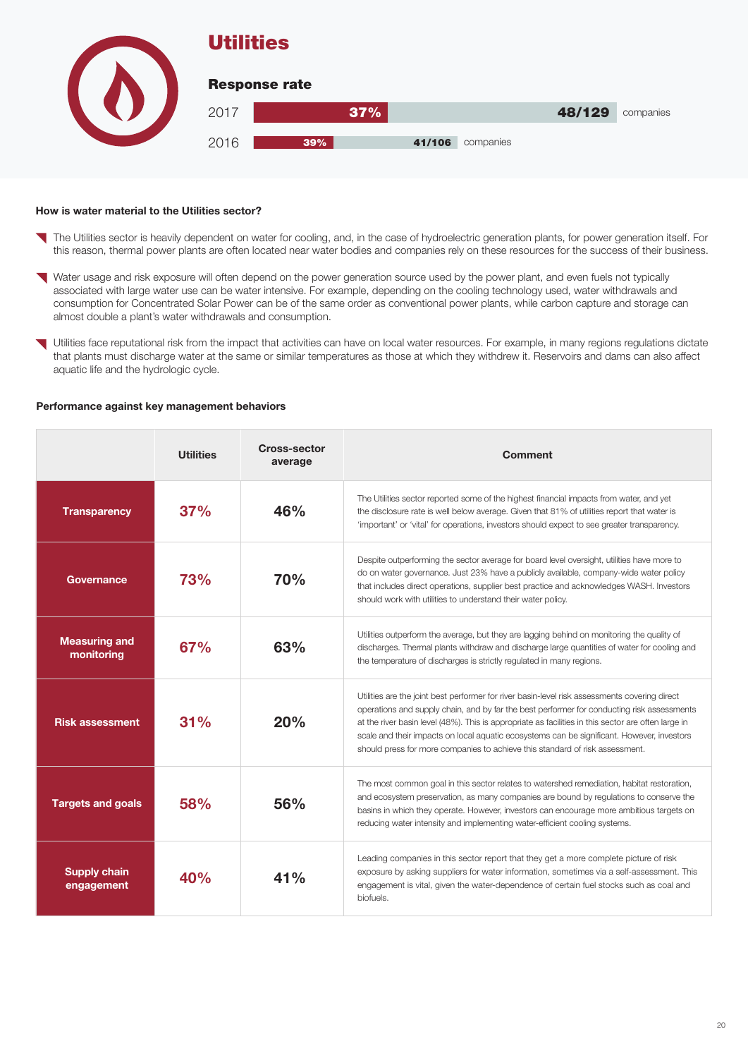# Utilities

## Response rate

| Year | Response rate | Companies |
|---|---|---|
| 2017 | 37% | 48/129 companies |
| 2016 | 39% | 41/106 companies |

### How is water material to the Utilities sector?

- The Utilities sector is heavily dependent on water for cooling, and, in the case of hydroelectric generation plants, for power generation itself. For this reason, thermal power plants are often located near water bodies and companies rely on these resources for the success of their business.
- Water usage and risk exposure will often depend on the power generation source used by the power plant, and even fuels not typically associated with large water use can be water intensive. For example, depending on the cooling technology used, water withdrawals and consumption for Concentrated Solar Power can be of the same order as conventional power plants, while carbon capture and storage can almost double a plant's water withdrawals and consumption.
- Utilities face reputational risk from the impact that activities can have on local water resources. For example, in many regions regulations dictate that plants must discharge water at the same or similar temperatures as those at which they withdrew it. Reservoirs and dams can also affect aquatic life and the hydrologic cycle.

### Performance against key management behaviors

| | Utilities | Cross-sector average | Comment |
|---|---|---|---|
| **Transparency** | 37% | 46% | The Utilities sector reported some of the highest financial impacts from water, and yet the disclosure rate is well below average. Given that 81% of utilities report that water is 'important' or 'vital' for operations, investors should expect to see greater transparency. |
| **Governance** | 73% | 70% | Despite outperforming the sector average for board level oversight, utilities have more to do on water governance. Just 23% have a publicly available, company-wide water policy that includes direct operations, supplier best practice and acknowledges WASH. Investors should work with utilities to understand their water policy. |
| **Measuring and monitoring** | 67% | 63% | Utilities outperform the average, but they are lagging behind on monitoring the quality of discharges. Thermal plants withdraw and discharge large quantities of water for cooling and the temperature of discharges is strictly regulated in many regions. |
| **Risk assessment** | 31% | 20% | Utilities are the joint best performer for river basin-level risk assessments covering direct operations and supply chain, and by far the best performer for conducting risk assessments at the river basin level (48%). This is appropriate as facilities in this sector are often large in scale and their impacts on local aquatic ecosystems can be significant. However, investors should press for more companies to achieve this standard of risk assessment. |
| **Targets and goals** | 58% | 56% | The most common goal in this sector relates to watershed remediation, habitat restoration, and ecosystem preservation, as many companies are bound by regulations to conserve the basins in which they operate. However, investors can encourage more ambitious targets on reducing water intensity and implementing water-efficient cooling systems. |
| **Supply chain engagement** | 40% | 41% | Leading companies in this sector report that they get a more complete picture of risk exposure by asking suppliers for water information, sometimes via a self-assessment. This engagement is vital, given the water-dependence of certain fuel stocks such as coal and biofuels. |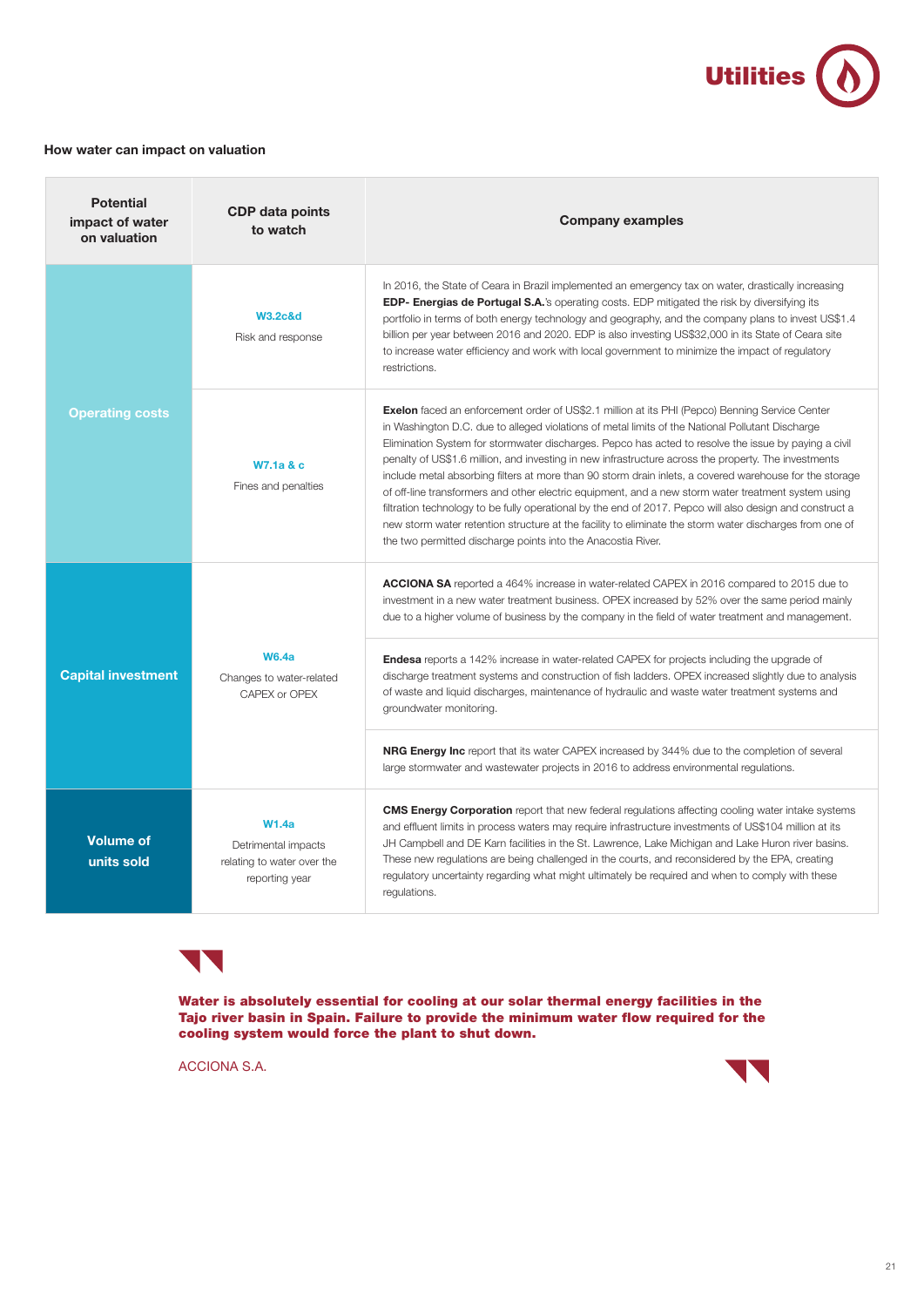## How water can impact on valuation

| Potential impact of water on valuation | CDP data points to watch | Company examples |
|---|---|---|
| Operating costs | **W3.2c&d** Risk and response | In 2016, the State of Ceara in Brazil implemented an emergency tax on water, drastically increasing **EDP- Energias de Portugal S.A.**'s operating costs. EDP mitigated the risk by diversifying its portfolio in terms of both energy technology and geography, and the company plans to invest US$1.4 billion per year between 2016 and 2020. EDP is also investing US$32,000 in its State of Ceara site to increase water efficiency and work with local government to minimize the impact of regulatory restrictions. |
| | **W7.1a & c** Fines and penalties | **Exelon** faced an enforcement order of US$2.1 million at its PHI (Pepco) Benning Service Center in Washington D.C. due to alleged violations of metal limits of the National Pollutant Discharge Elimination System for stormwater discharges. Pepco has acted to resolve the issue by paying a civil penalty of US$1.6 million, and investing in new infrastructure across the property. The investments include metal absorbing filters at more than 90 storm drain inlets, a covered warehouse for the storage of off-line transformers and other electric equipment, and a new storm water treatment system using filtration technology to be fully operational by the end of 2017. Pepco will also design and construct a new storm water retention structure at the facility to eliminate the storm water discharges from one of the two permitted discharge points into the Anacostia River. |
| Capital investment | **W6.4a** Changes to water-related CAPEX or OPEX | **ACCIONA SA** reported a 464% increase in water-related CAPEX in 2016 compared to 2015 due to investment in a new water treatment business. OPEX increased by 52% over the same period mainly due to a higher volume of business by the company in the field of water treatment and management. |
| | | **Endesa** reports a 142% increase in water-related CAPEX for projects including the upgrade of discharge treatment systems and construction of fish ladders. OPEX increased slightly due to analysis of waste and liquid discharges, maintenance of hydraulic and waste water treatment systems and groundwater monitoring. |
| | | **NRG Energy Inc** report that its water CAPEX increased by 344% due to the completion of several large stormwater and wastewater projects in 2016 to address environmental regulations. |
| Volume of units sold | **W1.4a** Detrimental impacts relating to water over the reporting year | **CMS Energy Corporation** report that new federal regulations affecting cooling water intake systems and effluent limits in process waters may require infrastructure investments of US$104 million at its JH Campbell and DE Karn facilities in the St. Lawrence, Lake Michigan and Lake Huron river basins. These new regulations are being challenged in the courts, and reconsidered by the EPA, creating regulatory uncertainty regarding what might ultimately be required and when to comply with these regulations. |

> **Water is absolutely essential for cooling at our solar thermal energy facilities in the Tajo river basin in Spain. Failure to provide the minimum water flow required for the cooling system would force the plant to shut down.**
>
> ACCIONA S.A.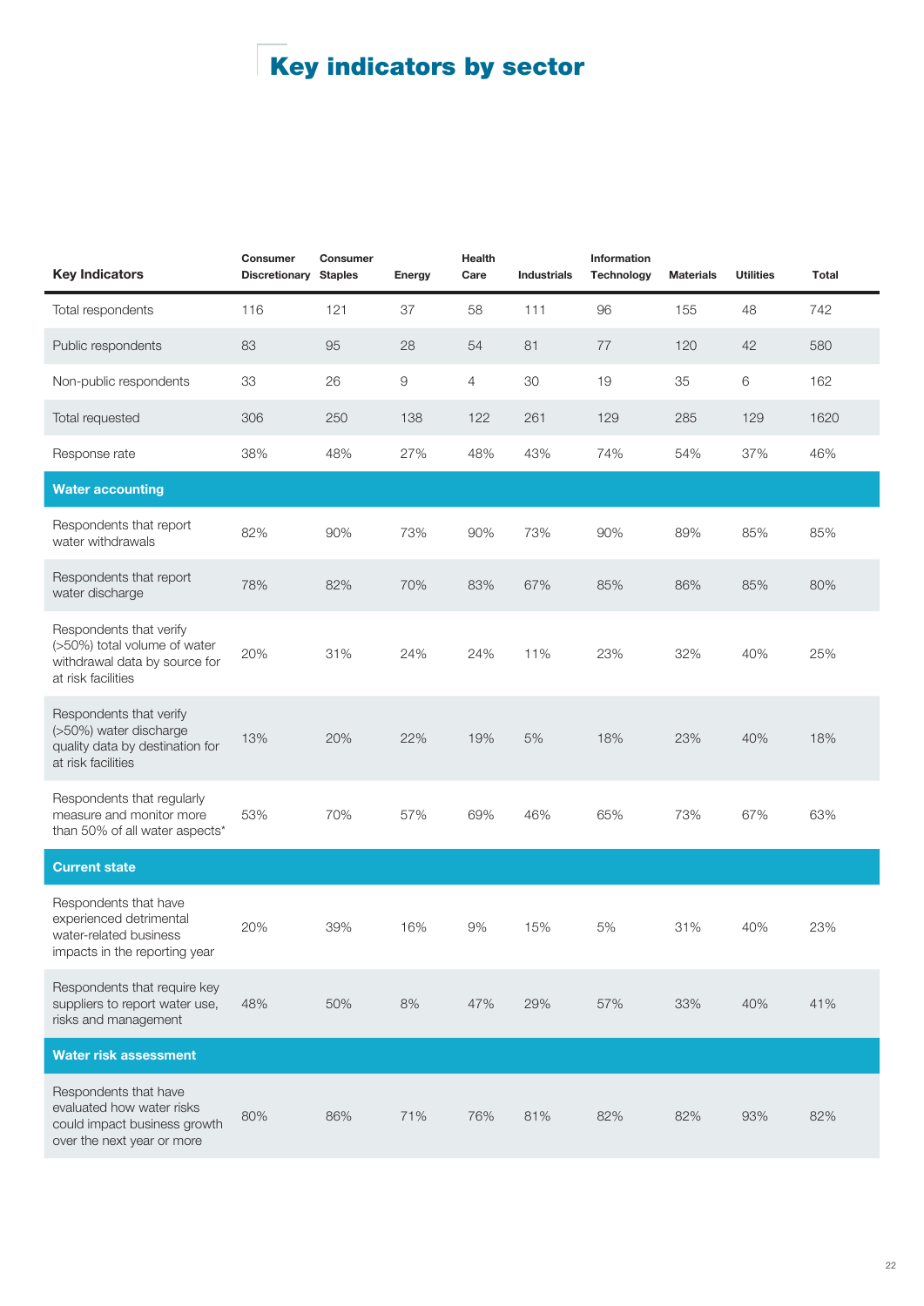# Key indicators by sector

| Key Indicators | Consumer Discretionary | Consumer Staples | Energy | Health Care | Industrials | Information Technology | Materials | Utilities | Total |
|---|---|---|---|---|---|---|---|---|---|
| Total respondents | 116 | 121 | 37 | 58 | 111 | 96 | 155 | 48 | 742 |
| Public respondents | 83 | 95 | 28 | 54 | 81 | 77 | 120 | 42 | 580 |
| Non-public respondents | 33 | 26 | 9 | 4 | 30 | 19 | 35 | 6 | 162 |
| Total requested | 306 | 250 | 138 | 122 | 261 | 129 | 285 | 129 | 1620 |
| Response rate | 38% | 48% | 27% | 48% | 43% | 74% | 54% | 37% | 46% |
| **Water accounting** | | | | | | | | | |
| Respondents that report water withdrawals | 82% | 90% | 73% | 90% | 73% | 90% | 89% | 85% | 85% |
| Respondents that report water discharge | 78% | 82% | 70% | 83% | 67% | 85% | 86% | 85% | 80% |
| Respondents that verify (>50%) total volume of water withdrawal data by source for at risk facilities | 20% | 31% | 24% | 24% | 11% | 23% | 32% | 40% | 25% |
| Respondents that verify (>50%) water discharge quality data by destination for at risk facilities | 13% | 20% | 22% | 19% | 5% | 18% | 23% | 40% | 18% |
| Respondents that regularly measure and monitor more than 50% of all water aspects* | 53% | 70% | 57% | 69% | 46% | 65% | 73% | 67% | 63% |
| **Current state** | | | | | | | | | |
| Respondents that have experienced detrimental water-related business impacts in the reporting year | 20% | 39% | 16% | 9% | 15% | 5% | 31% | 40% | 23% |
| Respondents that require key suppliers to report water use, risks and management | 48% | 50% | 8% | 47% | 29% | 57% | 33% | 40% | 41% |
| **Water risk assessment** | | | | | | | | | |
| Respondents that have evaluated how water risks could impact business growth over the next year or more | 80% | 86% | 71% | 76% | 81% | 82% | 82% | 93% | 82% |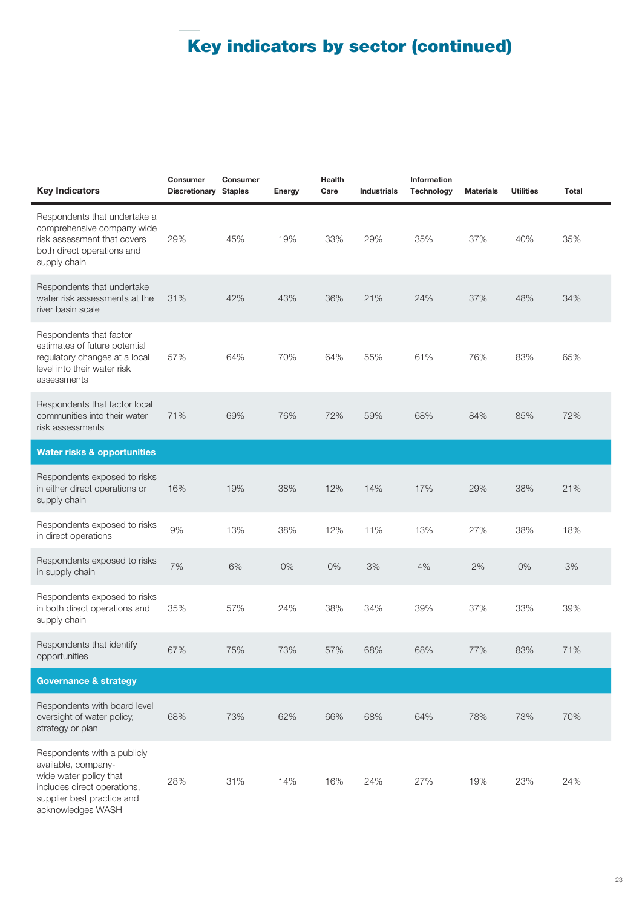# Key indicators by sector (continued)

| Key Indicators | Consumer Discretionary | Consumer Staples | Energy | Health Care | Industrials | Information Technology | Materials | Utilities | Total |
|---|---|---|---|---|---|---|---|---|---|
| Respondents that undertake a comprehensive company wide risk assessment that covers both direct operations and supply chain | 29% | 45% | 19% | 33% | 29% | 35% | 37% | 40% | 35% |
| Respondents that undertake water risk assessments at the river basin scale | 31% | 42% | 43% | 36% | 21% | 24% | 37% | 48% | 34% |
| Respondents that factor estimates of future potential regulatory changes at a local level into their water risk assessments | 57% | 64% | 70% | 64% | 55% | 61% | 76% | 83% | 65% |
| Respondents that factor local communities into their water risk assessments | 71% | 69% | 76% | 72% | 59% | 68% | 84% | 85% | 72% |
| **Water risks & opportunities** | | | | | | | | | |
| Respondents exposed to risks in either direct operations or supply chain | 16% | 19% | 38% | 12% | 14% | 17% | 29% | 38% | 21% |
| Respondents exposed to risks in direct operations | 9% | 13% | 38% | 12% | 11% | 13% | 27% | 38% | 18% |
| Respondents exposed to risks in supply chain | 7% | 6% | 0% | 0% | 3% | 4% | 2% | 0% | 3% |
| Respondents exposed to risks in both direct operations and supply chain | 35% | 57% | 24% | 38% | 34% | 39% | 37% | 33% | 39% |
| Respondents that identify opportunities | 67% | 75% | 73% | 57% | 68% | 68% | 77% | 83% | 71% |
| **Governance & strategy** | | | | | | | | | |
| Respondents with board level oversight of water policy, strategy or plan | 68% | 73% | 62% | 66% | 68% | 64% | 78% | 73% | 70% |
| Respondents with a publicly available, company-wide water policy that includes direct operations, supplier best practice and acknowledges WASH | 28% | 31% | 14% | 16% | 24% | 27% | 19% | 23% | 24% |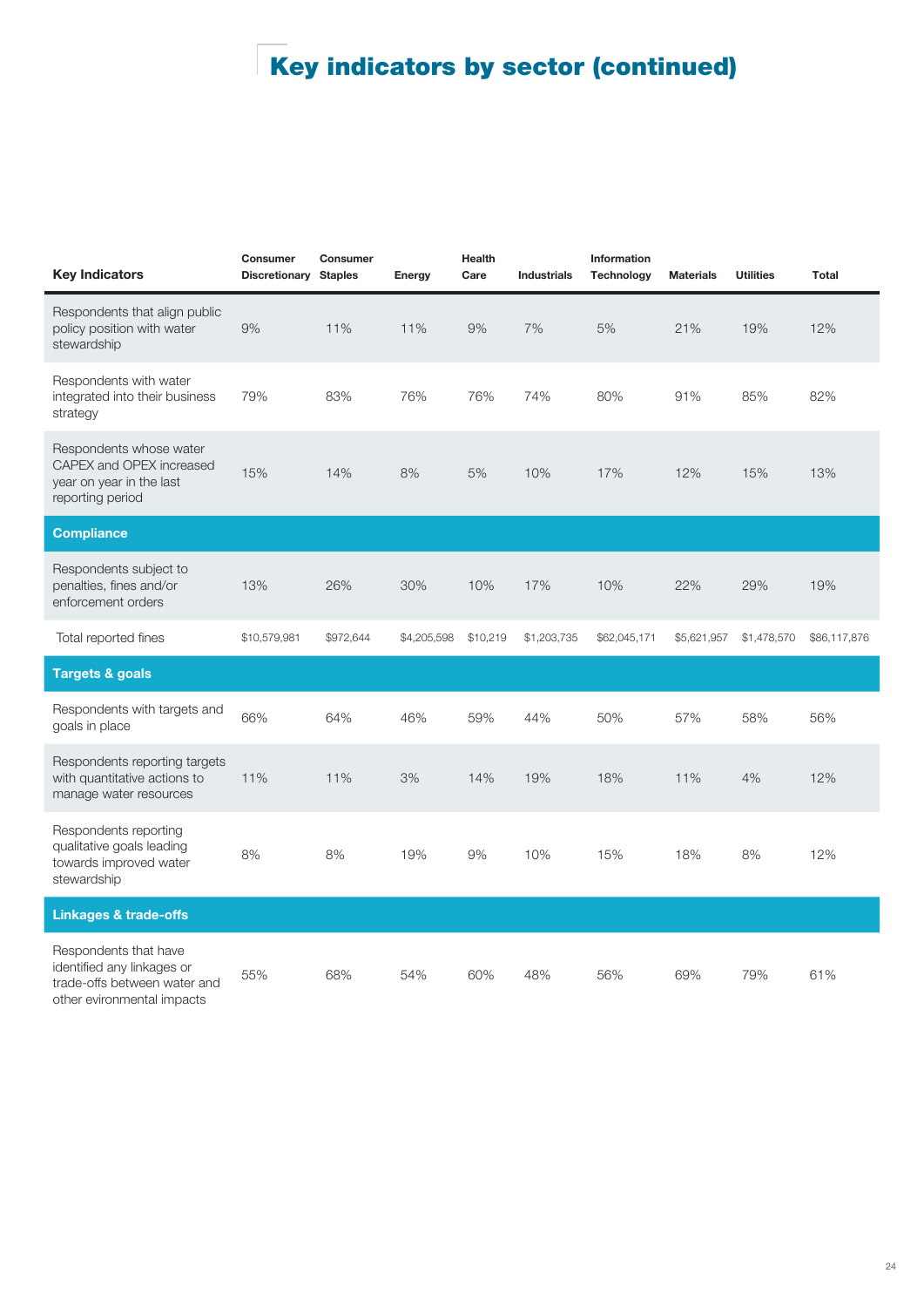# Key indicators by sector (continued)

| Key Indicators | Consumer Discretionary | Consumer Staples | Energy | Health Care | Industrials | Information Technology | Materials | Utilities | Total |
|---|---|---|---|---|---|---|---|---|---|
| Respondents that align public policy position with water stewardship | 9% | 11% | 11% | 9% | 7% | 5% | 21% | 19% | 12% |
| Respondents with water integrated into their business strategy | 79% | 83% | 76% | 76% | 74% | 80% | 91% | 85% | 82% |
| Respondents whose water CAPEX and OPEX increased year on year in the last reporting period | 15% | 14% | 8% | 5% | 10% | 17% | 12% | 15% | 13% |
| **Compliance** | | | | | | | | | |
| Respondents subject to penalties, fines and/or enforcement orders | 13% | 26% | 30% | 10% | 17% | 10% | 22% | 29% | 19% |
| Total reported fines | $10,579,981 | $972,644 | $4,205,598 | $10,219 | $1,203,735 | $62,045,171 | $5,621,957 | $1,478,570 | $86,117,876 |
| **Targets & goals** | | | | | | | | | |
| Respondents with targets and goals in place | 66% | 64% | 46% | 59% | 44% | 50% | 57% | 58% | 56% |
| Respondents reporting targets with quantitative actions to manage water resources | 11% | 11% | 3% | 14% | 19% | 18% | 11% | 4% | 12% |
| Respondents reporting qualitative goals leading towards improved water stewardship | 8% | 8% | 19% | 9% | 10% | 15% | 18% | 8% | 12% |
| **Linkages & trade-offs** | | | | | | | | | |
| Respondents that have identified any linkages or trade-offs between water and other evironmental impacts | 55% | 68% | 54% | 60% | 48% | 56% | 69% | 79% | 61% |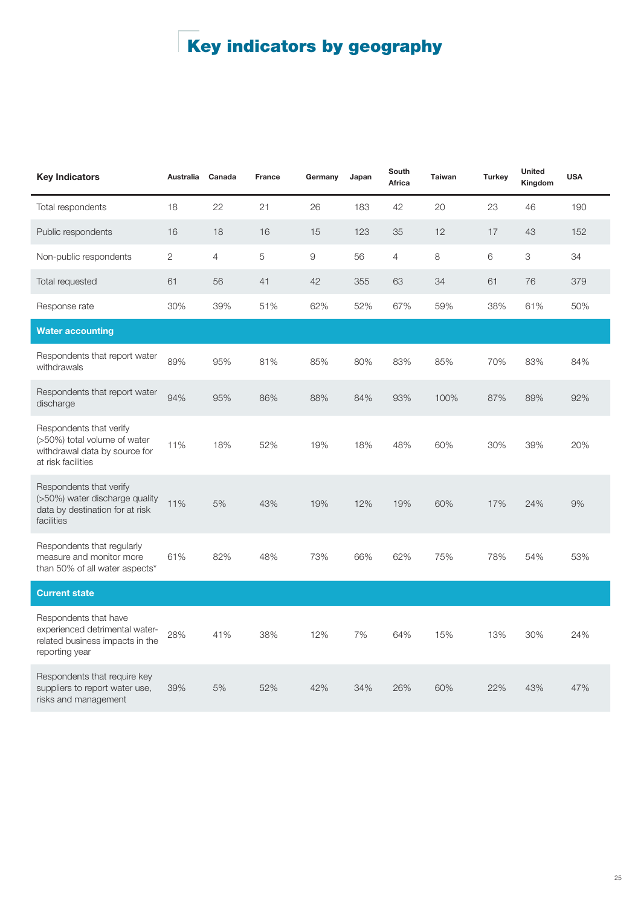# Key indicators by geography

| Key Indicators | Australia | Canada | France | Germany | Japan | South Africa | Taiwan | Turkey | United Kingdom | USA |
|---|---|---|---|---|---|---|---|---|---|---|
| Total respondents | 18 | 22 | 21 | 26 | 183 | 42 | 20 | 23 | 46 | 190 |
| Public respondents | 16 | 18 | 16 | 15 | 123 | 35 | 12 | 17 | 43 | 152 |
| Non-public respondents | 2 | 4 | 5 | 9 | 56 | 4 | 8 | 6 | 3 | 34 |
| Total requested | 61 | 56 | 41 | 42 | 355 | 63 | 34 | 61 | 76 | 379 |
| Response rate | 30% | 39% | 51% | 62% | 52% | 67% | 59% | 38% | 61% | 50% |
| **Water accounting** | | | | | | | | | | |
| Respondents that report water withdrawals | 89% | 95% | 81% | 85% | 80% | 83% | 85% | 70% | 83% | 84% |
| Respondents that report water discharge | 94% | 95% | 86% | 88% | 84% | 93% | 100% | 87% | 89% | 92% |
| Respondents that verify (>50%) total volume of water withdrawal data by source for at risk facilities | 11% | 18% | 52% | 19% | 18% | 48% | 60% | 30% | 39% | 20% |
| Respondents that verify (>50%) water discharge quality data by destination for at risk facilities | 11% | 5% | 43% | 19% | 12% | 19% | 60% | 17% | 24% | 9% |
| Respondents that regularly measure and monitor more than 50% of all water aspects* | 61% | 82% | 48% | 73% | 66% | 62% | 75% | 78% | 54% | 53% |
| **Current state** | | | | | | | | | | |
| Respondents that have experienced detrimental water-related business impacts in the reporting year | 28% | 41% | 38% | 12% | 7% | 64% | 15% | 13% | 30% | 24% |
| Respondents that require key suppliers to report water use, risks and management | 39% | 5% | 52% | 42% | 34% | 26% | 60% | 22% | 43% | 47% |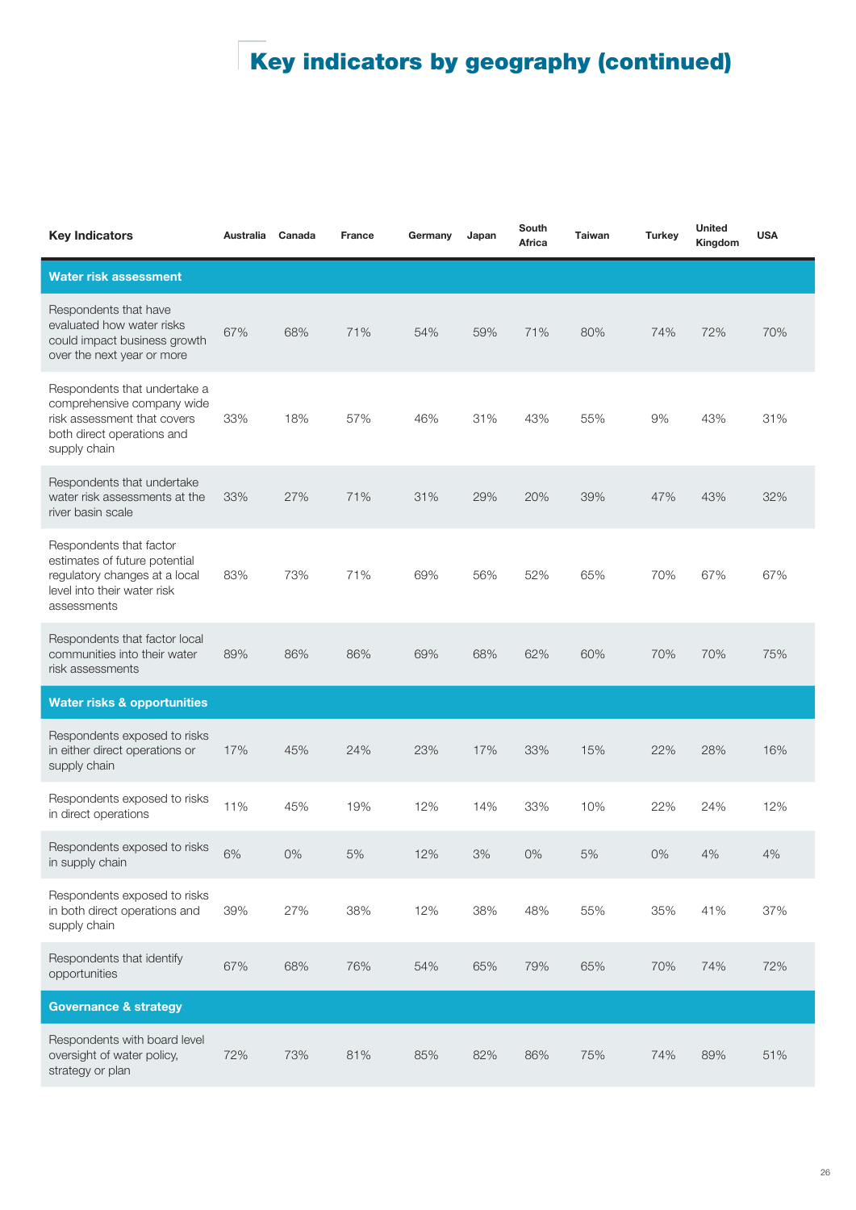# Key indicators by geography (continued)

| Key Indicators | Australia | Canada | France | Germany | Japan | South Africa | Taiwan | Turkey | United Kingdom | USA |
|---|---|---|---|---|---|---|---|---|---|---|
| **Water risk assessment** | | | | | | | | | | |
| Respondents that have evaluated how water risks could impact business growth over the next year or more | 67% | 68% | 71% | 54% | 59% | 71% | 80% | 74% | 72% | 70% |
| Respondents that undertake a comprehensive company wide risk assessment that covers both direct operations and supply chain | 33% | 18% | 57% | 46% | 31% | 43% | 55% | 9% | 43% | 31% |
| Respondents that undertake water risk assessments at the river basin scale | 33% | 27% | 71% | 31% | 29% | 20% | 39% | 47% | 43% | 32% |
| Respondents that factor estimates of future potential regulatory changes at a local level into their water risk assessments | 83% | 73% | 71% | 69% | 56% | 52% | 65% | 70% | 67% | 67% |
| Respondents that factor local communities into their water risk assessments | 89% | 86% | 86% | 69% | 68% | 62% | 60% | 70% | 70% | 75% |
| **Water risks & opportunities** | | | | | | | | | | |
| Respondents exposed to risks in either direct operations or supply chain | 17% | 45% | 24% | 23% | 17% | 33% | 15% | 22% | 28% | 16% |
| Respondents exposed to risks in direct operations | 11% | 45% | 19% | 12% | 14% | 33% | 10% | 22% | 24% | 12% |
| Respondents exposed to risks in supply chain | 6% | 0% | 5% | 12% | 3% | 0% | 5% | 0% | 4% | 4% |
| Respondents exposed to risks in both direct operations and supply chain | 39% | 27% | 38% | 12% | 38% | 48% | 55% | 35% | 41% | 37% |
| Respondents that identify opportunities | 67% | 68% | 76% | 54% | 65% | 79% | 65% | 70% | 74% | 72% |
| **Governance & strategy** | | | | | | | | | | |
| Respondents with board level oversight of water policy, strategy or plan | 72% | 73% | 81% | 85% | 82% | 86% | 75% | 74% | 89% | 51% |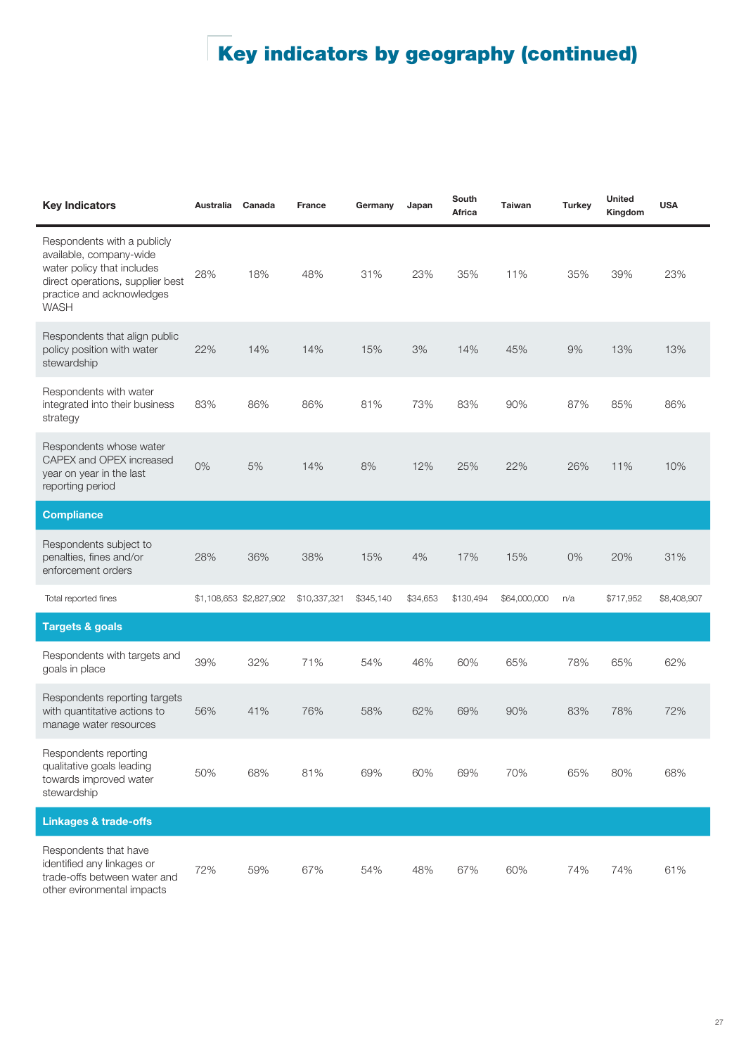# Key indicators by geography (continued)

| Key Indicators | Australia | Canada | France | Germany | Japan | South Africa | Taiwan | Turkey | United Kingdom | USA |
|---|---|---|---|---|---|---|---|---|---|---|
| Respondents with a publicly available, company-wide water policy that includes direct operations, supplier best practice and acknowledges WASH | 28% | 18% | 48% | 31% | 23% | 35% | 11% | 35% | 39% | 23% |
| Respondents that align public policy position with water stewardship | 22% | 14% | 14% | 15% | 3% | 14% | 45% | 9% | 13% | 13% |
| Respondents with water integrated into their business strategy | 83% | 86% | 86% | 81% | 73% | 83% | 90% | 87% | 85% | 86% |
| Respondents whose water CAPEX and OPEX increased year on year in the last reporting period | 0% | 5% | 14% | 8% | 12% | 25% | 22% | 26% | 11% | 10% |
| **Compliance** | | | | | | | | | | |
| Respondents subject to penalties, fines and/or enforcement orders | 28% | 36% | 38% | 15% | 4% | 17% | 15% | 0% | 20% | 31% |
| Total reported fines | $1,108,653 | $2,827,902 | $10,337,321 | $345,140 | $34,653 | $130,494 | $64,000,000 | n/a | $717,952 | $8,408,907 |
| **Targets & goals** | | | | | | | | | | |
| Respondents with targets and goals in place | 39% | 32% | 71% | 54% | 46% | 60% | 65% | 78% | 65% | 62% |
| Respondents reporting targets with quantitative actions to manage water resources | 56% | 41% | 76% | 58% | 62% | 69% | 90% | 83% | 78% | 72% |
| Respondents reporting qualitative goals leading towards improved water stewardship | 50% | 68% | 81% | 69% | 60% | 69% | 70% | 65% | 80% | 68% |
| **Linkages & trade-offs** | | | | | | | | | | |
| Respondents that have identified any linkages or trade-offs between water and other eviromental impacts | 72% | 59% | 67% | 54% | 48% | 67% | 60% | 74% | 74% | 61% |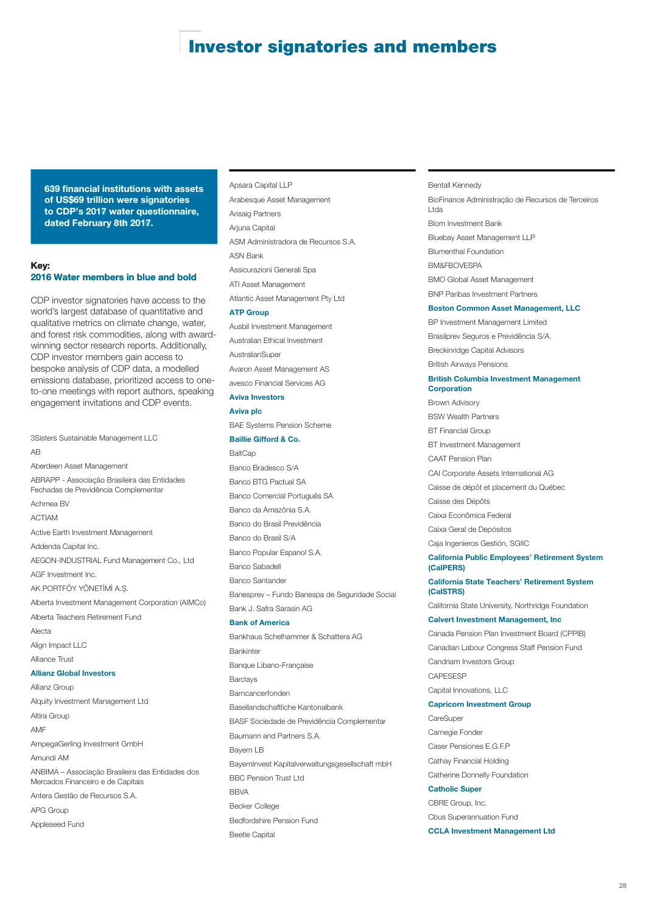# Investor signatories and members

**639 financial institutions with assets of US$69 trillion were signatories to CDP's 2017 water questionnaire, dated February 8th 2017.**

**Key:**
**2016 Water members in blue and bold**

CDP investor signatories have access to the world's largest database of quantitative and qualitative metrics on climate change, water, and forest risk commodities, along with award-winning sector research reports. Additionally, CDP investor members gain access to bespoke analysis of CDP data, a modelled emissions database, prioritized access to one-to-one meetings with report authors, speaking engagement invitations and CDP events.

3Sisters Sustainable Management LLC

AB

Aberdeen Asset Management

ABRAPP - Associação Brasileira das Entidades Fechadas de Previdência Complementar

Achmea BV

ACTIAM

Active Earth Investment Management

Addenda Capital Inc.

AEGON-INDUSTRIAL Fund Management Co., Ltd

AGF Investment Inc.

AK PORTFÖY YÖNETİMİ A.Ş.

Alberta Investment Management Corporation (AIMCo)

Alberta Teachers Retirement Fund

Alecta

Align Impact LLC

Alliance Trust

**Allianz Global Investors**

Allianz Group

Alquity Investment Management Ltd

Altira Group

AMF

AmpegaGerling Investment GmbH

Amundi AM

ANBIMA – Associação Brasileira das Entidades dos Mercados Financeiro e de Capitais

Antera Gestão de Recursos S.A.

APG Group

Appleseed Fund

Apsara Capital LLP

Arabesque Asset Management

Arisaig Partners

Arjuna Capital

ASM Administradora de Recursos S.A.

ASN Bank

Assicurazioni Generali Spa

ATI Asset Management

Atlantic Asset Management Pty Ltd

**ATP Group**

Ausbil Investment Management

Australian Ethical Investment

AustralianSuper

Avaron Asset Management AS

avesco Financial Services AG

**Aviva Investors**

**Aviva plc**

BAE Systems Pension Scheme

**Baillie Gifford & Co.**

BaltCap

Banco Bradesco S/A

Banco BTG Pactual SA

Banco Comercial Português SA

Banco da Amazônia S.A.

Banco do Brasil Previdência

Banco do Brasil S/A

Banco Popular Espanol S.A.

Banco Sabadell

Banco Santander

Banesprev – Fundo Banespa de Seguridade Social

Bank J. Safra Sarasin AG

**Bank of America**

Bankhaus Schelhammer & Schattera AG

Bankinter

Banque Libano-Française

Barclays

Barncancerfonden

Basellandschaftliche Kantonalbank

BASF Sociedade de Previdência Complementar

Baumann and Partners S.A.

Bayern LB

BayernInvest Kapitalverwaltungsgesellschaft mbH

BBC Pension Trust Ltd

BBVA

Becker College

Bedfordshire Pension Fund

Beetle Capital

Bentall Kennedy

BioFinance Administração de Recursos de Terceiros Ltda

Blom Investment Bank

Bluebay Asset Management LLP

Blumenthal Foundation

BM&FBOVESPA

BMO Global Asset Management

BNP Paribas Investment Partners

**Boston Common Asset Management, LLC**

BP Investment Management Limited

Brasilprev Seguros e Previdência S/A.

Breckinridge Capital Advisors

British Airways Pensions

**British Columbia Investment Management Corporation**

Brown Advisory

BSW Wealth Partners

BT Financial Group

BT Investment Management

CAAT Pension Plan

CAI Corporate Assets International AG

Caisse de dépôt et placement du Québec

Caisse des Dépôts

Caixa Econômica Federal

Caixa Geral de Depósitos

Caja Ingenieros Gestión, SGIIC

**California Public Employees' Retirement System (CalPERS)**

**California State Teachers' Retirement System (CalSTRS)**

California State University, Northridge Foundation

**Calvert Investment Management, Inc**

Canada Pension Plan Investment Board (CPPIB)

Canadian Labour Congress Staff Pension Fund

Candriam Investors Group

CAPESESP

Capital Innovations, LLC

**Capricorn Investment Group**

CareSuper

Carnegie Fonder

Caser Pensiones E.G.F.P

Cathay Financial Holding

Catherine Donnelly Foundation

**Catholic Super**

CBRE Group, Inc.

Cbus Superannuation Fund

**CCLA Investment Management Ltd**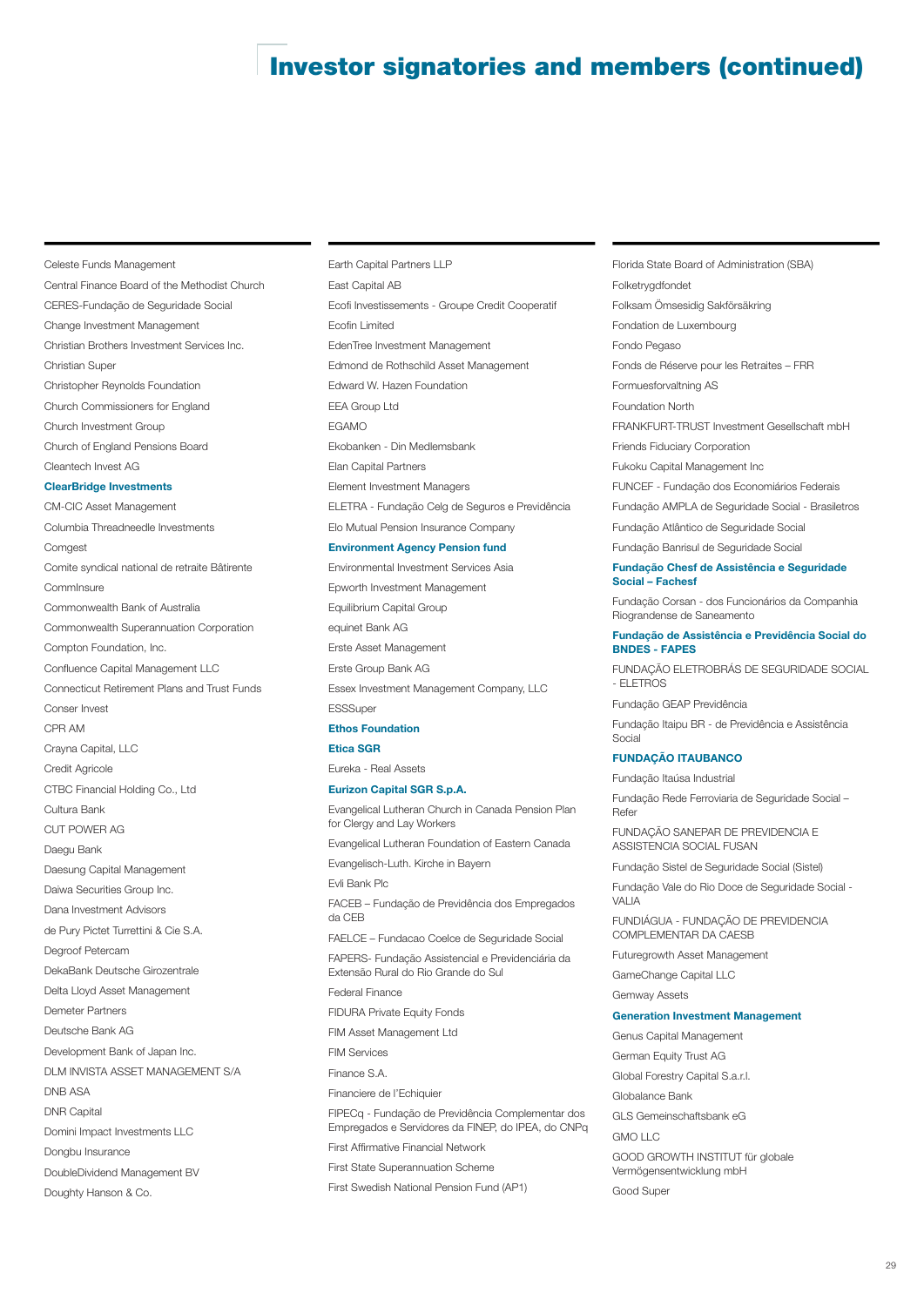# Investor signatories and members (continued)

Celeste Funds Management
Central Finance Board of the Methodist Church
CERES-Fundação de Seguridade Social
Change Investment Management
Christian Brothers Investment Services Inc.
Christian Super
Christopher Reynolds Foundation
Church Commissioners for England
Church Investment Group
Church of England Pensions Board
Cleantech Invest AG
**ClearBridge Investments**
CM-CIC Asset Management
Columbia Threadneedle Investments
Comgest
Comite syndical national de retraite Bâtirente
CommInsure
Commonwealth Bank of Australia
Commonwealth Superannuation Corporation
Compton Foundation, Inc.
Confluence Capital Management LLC
Connecticut Retirement Plans and Trust Funds
Conser Invest
CPR AM
Crayna Capital, LLC
Credit Agricole
CTBC Financial Holding Co., Ltd
Cultura Bank
CUT POWER AG
Daegu Bank
Daesung Capital Management
Daiwa Securities Group Inc.
Dana Investment Advisors
de Pury Pictet Turrettini & Cie S.A.
Degroof Petercam
DekaBank Deutsche Girozentrale
Delta Lloyd Asset Management
Demeter Partners
Deutsche Bank AG
Development Bank of Japan Inc.
DLM INVISTA ASSET MANAGEMENT S/A
DNB ASA
DNR Capital
Domini Impact Investments LLC
Dongbu Insurance
DoubleDividend Management BV
Doughty Hanson & Co.

Earth Capital Partners LLP
East Capital AB
Ecofi Investissements - Groupe Credit Cooperatif
Ecofin Limited
EdenTree Investment Management
Edmond de Rothschild Asset Management
Edward W. Hazen Foundation
EEA Group Ltd
EGAMO
Ekobanken - Din Medlemsbank
Elan Capital Partners
Element Investment Managers
ELETRA - Fundação Celg de Seguros e Previdência
Elo Mutual Pension Insurance Company
**Environment Agency Pension fund**
Environmental Investment Services Asia
Epworth Investment Management
Equilibrium Capital Group
equinet Bank AG
Erste Asset Management
Erste Group Bank AG
Essex Investment Management Company, LLC
ESSSuper
**Ethos Foundation**
**Etica SGR**
Eureka - Real Assets
**Eurizon Capital SGR S.p.A.**
Evangelical Lutheran Church in Canada Pension Plan for Clergy and Lay Workers
Evangelical Lutheran Foundation of Eastern Canada
Evangelisch-Luth. Kirche in Bayern
Evli Bank Plc
FACEB – Fundação de Previdência dos Empregados da CEB
FAELCE – Fundacao Coelce de Seguridade Social
FAPERS- Fundação Assistencial e Previdenciária da Extensão Rural do Rio Grande do Sul
Federal Finance
FIDURA Private Equity Fonds
FIM Asset Management Ltd
FIM Services
Finance S.A.
Financiere de l'Echiquier
FIPECq - Fundação de Previdência Complementar dos Empregados e Servidores da FINEP, do IPEA, do CNPq
First Affirmative Financial Network
First State Superannuation Scheme
First Swedish National Pension Fund (AP1)

Florida State Board of Administration (SBA)
Folketrygdfondet
Folksam Ömsesidig Sakförsäkring
Fondation de Luxembourg
Fondo Pegaso
Fonds de Réserve pour les Retraites – FRR
Formuesforvaltning AS
Foundation North
FRANKFURT-TRUST Investment Gesellschaft mbH
Friends Fiduciary Corporation
Fukoku Capital Management Inc
FUNCEF - Fundação dos Economiários Federais
Fundação AMPLA de Seguridade Social - Brasiletros
Fundação Atlântico de Seguridade Social
Fundação Banrisul de Seguridade Social
**Fundação Chesf de Assistência e Seguridade Social – Fachesf**
Fundação Corsan - dos Funcionários da Companhia Riograndense de Saneamento
**Fundação de Assistência e Previdência Social do BNDES - FAPES**
FUNDAÇÃO ELETROBRÁS DE SEGURIDADE SOCIAL - ELETROS
Fundação GEAP Previdência
Fundação Itaipu BR - de Previdência e Assistência Social
**FUNDAÇÃO ITAUBANCO**
Fundação Itaúsa Industrial
Fundação Rede Ferroviaria de Seguridade Social – Refer
FUNDAÇÃO SANEPAR DE PREVIDENCIA E ASSISTENCIA SOCIAL FUSAN
Fundação Sistel de Seguridade Social (Sistel)
Fundação Vale do Rio Doce de Seguridade Social - VALIA
FUNDIÁGUA - FUNDAÇÃO DE PREVIDENCIA COMPLEMENTAR DA CAESB
Futuregrowth Asset Management
GameChange Capital LLC
Gemway Assets
**Generation Investment Management**
Genus Capital Management
German Equity Trust AG
Global Forestry Capital S.a.r.l.
Globalance Bank
GLS Gemeinschaftsbank eG
GMO LLC
GOOD GROWTH INSTITUT für globale Vermögensentwicklung mbH
Good Super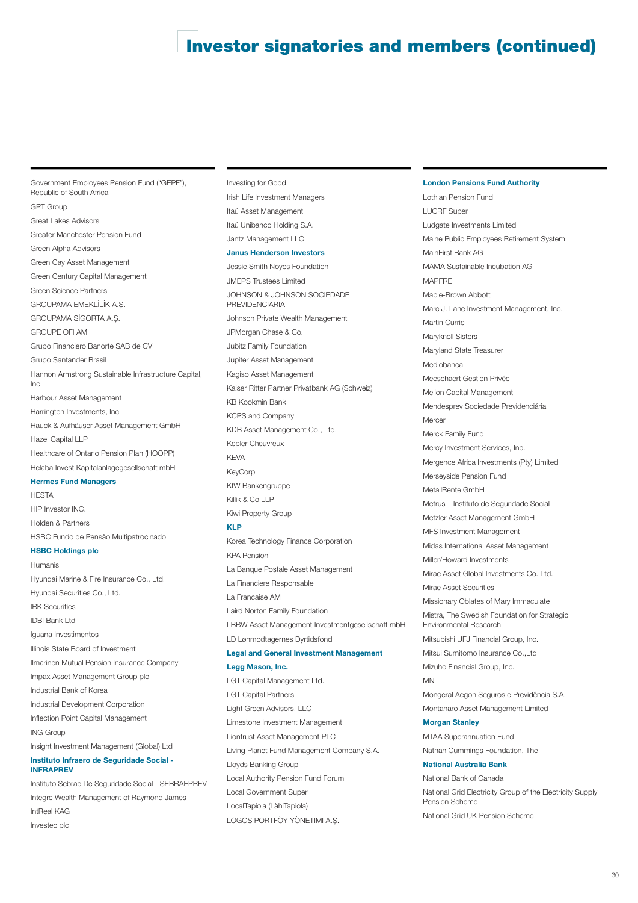# Investor signatories and members (continued)

Government Employees Pension Fund ("GEPF"), Republic of South Africa
GPT Group
Great Lakes Advisors
Greater Manchester Pension Fund
Green Alpha Advisors
Green Cay Asset Management
Green Century Capital Management
Green Science Partners
GROUPAMA EMEKLİLİK A.Ş.
GROUPAMA SİGORTA A.Ş.
GROUPE OFI AM
Grupo Financiero Banorte SAB de CV
Grupo Santander Brasil
Hannon Armstrong Sustainable Infrastructure Capital, Inc
Harbour Asset Management
Harrington Investments, Inc
Hauck & Aufhäuser Asset Management GmbH
Hazel Capital LLP
Healthcare of Ontario Pension Plan (HOOPP)
Helaba Invest Kapitalanlagegesellschaft mbH
**Hermes Fund Managers**
HESTA
HIP Investor INC.
Holden & Partners
HSBC Fundo de Pensão Multipatrocinado
**HSBC Holdings plc**
Humanis
Hyundai Marine & Fire Insurance Co., Ltd.
Hyundai Securities Co., Ltd.
IBK Securities
IDBI Bank Ltd
Iguana Investimentos
Illinois State Board of Investment
Ilmarinen Mutual Pension Insurance Company
Impax Asset Management Group plc
Industrial Bank of Korea
Industrial Development Corporation
Inflection Point Capital Management
ING Group
Insight Investment Management (Global) Ltd
**Instituto Infraero de Seguridade Social - INFRAPREV**
Instituto Sebrae De Seguridade Social - SEBRAEPREV
Integre Wealth Management of Raymond James
IntReal KAG
Investec plc

Investing for Good
Irish Life Investment Managers
Itaú Asset Management
Itaú Unibanco Holding S.A.
Jantz Management LLC
**Janus Henderson Investors**
Jessie Smith Noyes Foundation
JMEPS Trustees Limited
JOHNSON & JOHNSON SOCIEDADE PREVIDENCIARIA
Johnson Private Wealth Management
JPMorgan Chase & Co.
Jubitz Family Foundation
Jupiter Asset Management
Kagiso Asset Management
Kaiser Ritter Partner Privatbank AG (Schweiz)
KB Kookmin Bank
KCPS and Company
KDB Asset Management Co., Ltd.
Kepler Cheuvreux
KEVA
KeyCorp
KfW Bankengruppe
Killik & Co LLP
Kiwi Property Group
**KLP**
Korea Technology Finance Corporation
KPA Pension
La Banque Postale Asset Management
La Financiere Responsable
La Francaise AM
Laird Norton Family Foundation
LBBW Asset Management Investmentgesellschaft mbH
LD Lønmodtagernes Dyrtidsfond
**Legal and General Investment Management**
**Legg Mason, Inc.**
LGT Capital Management Ltd.
LGT Capital Partners
Light Green Advisors, LLC
Limestone Investment Management
Liontrust Asset Management PLC
Living Planet Fund Management Company S.A.
Lloyds Banking Group
Local Authority Pension Fund Forum
Local Government Super
LocalTapiola (LähiTapiola)
LOGOS PORTFÖY YÖNETIMI A.Ş.

**London Pensions Fund Authority**
Lothian Pension Fund
LUCRF Super
Ludgate Investments Limited
Maine Public Employees Retirement System
MainFirst Bank AG
MAMA Sustainable Incubation AG
MAPFRE
Maple-Brown Abbott
Marc J. Lane Investment Management, Inc.
Martin Currie
Maryknoll Sisters
Maryland State Treasurer
Mediobanca
Meeschaert Gestion Privée
Mellon Capital Management
Mendesprev Sociedade Previdenciária
Mercer
Merck Family Fund
Mercy Investment Services, Inc.
Mergence Africa Investments (Pty) Limited
Merseyside Pension Fund
MetallRente GmbH
Metrus – Instituto de Seguridade Social
Metzler Asset Management GmbH
MFS Investment Management
Midas International Asset Management
Miller/Howard Investments
Mirae Asset Global Investments Co. Ltd.
Mirae Asset Securities
Missionary Oblates of Mary Immaculate
Mistra, The Swedish Foundation for Strategic Environmental Research
Mitsubishi UFJ Financial Group, Inc.
Mitsui Sumitomo Insurance Co.,Ltd
Mizuho Financial Group, Inc.
MN
Mongeral Aegon Seguros e Previdência S.A.
Montanaro Asset Management Limited
**Morgan Stanley**
MTAA Superannuation Fund
Nathan Cummings Foundation, The
**National Australia Bank**
National Bank of Canada
National Grid Electricity Group of the Electricity Supply Pension Scheme
National Grid UK Pension Scheme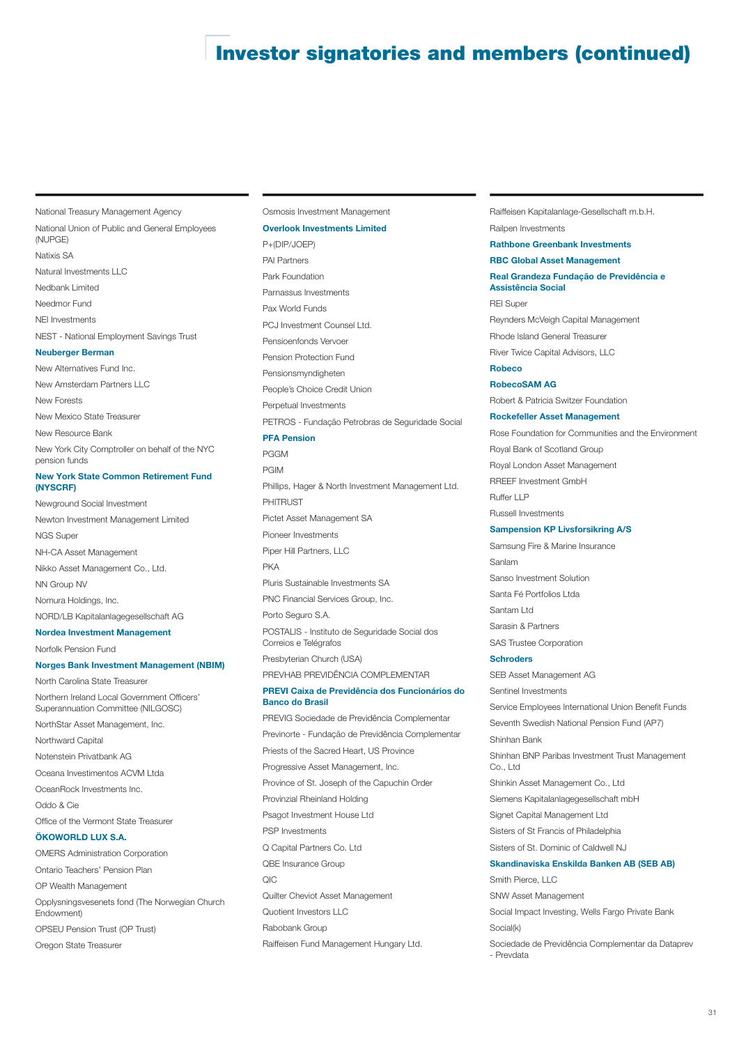# Investor signatories and members (continued)

National Treasury Management Agency

National Union of Public and General Employees (NUPGE)

Natixis SA

Natural Investments LLC

Nedbank Limited

Needmor Fund

NEI Investments

NEST - National Employment Savings Trust

**Neuberger Berman**

New Alternatives Fund Inc.

New Amsterdam Partners LLC

New Forests

New Mexico State Treasurer

New Resource Bank

New York City Comptroller on behalf of the NYC pension funds

**New York State Common Retirement Fund (NYSCRF)**

Newground Social Investment

Newton Investment Management Limited

NGS Super

NH-CA Asset Management

Nikko Asset Management Co., Ltd.

NN Group NV

Nomura Holdings, Inc.

NORD/LB Kapitalanlagegesellschaft AG

**Nordea Investment Management**

Norfolk Pension Fund

**Norges Bank Investment Management (NBIM)**

North Carolina State Treasurer

Northern Ireland Local Government Officers' Superannuation Committee (NILGOSC)

NorthStar Asset Management, Inc.

Northward Capital

Notenstein Privatbank AG

Oceana Investimentos ACVM Ltda

OceanRock Investments Inc.

Oddo & Cie

Office of the Vermont State Treasurer

**ÖKOWORLD LUX S.A.**

OMERS Administration Corporation

Ontario Teachers' Pension Plan

OP Wealth Management

Opplysningsvesenets fond (The Norwegian Church Endowment)

OPSEU Pension Trust (OP Trust)

Oregon State Treasurer

Osmosis Investment Management

**Overlook Investments Limited**

P+(DIP/JOEP)

PAI Partners

Park Foundation

Parnassus Investments

Pax World Funds

PCJ Investment Counsel Ltd.

Pensioenfonds Vervoer

Pension Protection Fund

Pensionsmyndigheten

People's Choice Credit Union

Perpetual Investments

PETROS - Fundação Petrobras de Seguridade Social

**PFA Pension**

PGGM

PGIM

Phillips, Hager & North Investment Management Ltd.

PHITRUST

Pictet Asset Management SA

Pioneer Investments

Piper Hill Partners, LLC

PKA

Pluris Sustainable Investments SA

PNC Financial Services Group, Inc.

Porto Seguro S.A.

POSTALIS - Instituto de Seguridade Social dos Correios e Telégrafos

Presbyterian Church (USA)

PREVHAB PREVIDÊNCIA COMPLEMENTAR

**PREVI Caixa de Previdência dos Funcionários do Banco do Brasil**

PREVIG Sociedade de Previdência Complementar

Previnorte - Fundação de Previdência Complementar

Priests of the Sacred Heart, US Province

Progressive Asset Management, Inc.

Province of St. Joseph of the Capuchin Order

Provinzial Rheinland Holding

Psagot Investment House Ltd

PSP Investments

Q Capital Partners Co. Ltd

QBE Insurance Group

QIC

Quilter Cheviot Asset Management

Quotient Investors LLC

Rabobank Group

Raiffeisen Fund Management Hungary Ltd.

Raiffeisen Kapitalanlage-Gesellschaft m.b.H.

Railpen Investments

**Rathbone Greenbank Investments**

**RBC Global Asset Management**

**Real Grandeza Fundação de Previdência e Assistência Social**

REI Super

Reynders McVeigh Capital Management

Rhode Island General Treasurer

River Twice Capital Advisors, LLC

**Robeco**

**RobecoSAM AG**

Robert & Patricia Switzer Foundation

**Rockefeller Asset Management**

Rose Foundation for Communities and the Environment

Royal Bank of Scotland Group

Royal London Asset Management

RREEF Investment GmbH

Ruffer LLP

Russell Investments

**Sampension KP Livsforsikring A/S**

Samsung Fire & Marine Insurance

Sanlam

Sanso Investment Solution

Santa Fé Portfolios Ltda

Santam Ltd

Sarasin & Partners

SAS Trustee Corporation

**Schroders**

SEB Asset Management AG

Sentinel Investments

Service Employees International Union Benefit Funds

Seventh Swedish National Pension Fund (AP7)

Shinhan Bank

Shinhan BNP Paribas Investment Trust Management Co., Ltd

Shinkin Asset Management Co., Ltd

Siemens Kapitalanlagegesellschaft mbH

Signet Capital Management Ltd

Sisters of St Francis of Philadelphia

Sisters of St. Dominic of Caldwell NJ

**Skandinaviska Enskilda Banken AB (SEB AB)**

Smith Pierce, LLC

SNW Asset Management

Social Impact Investing, Wells Fargo Private Bank

Social(k)

Sociedade de Previdência Complementar da Dataprev - Prevdata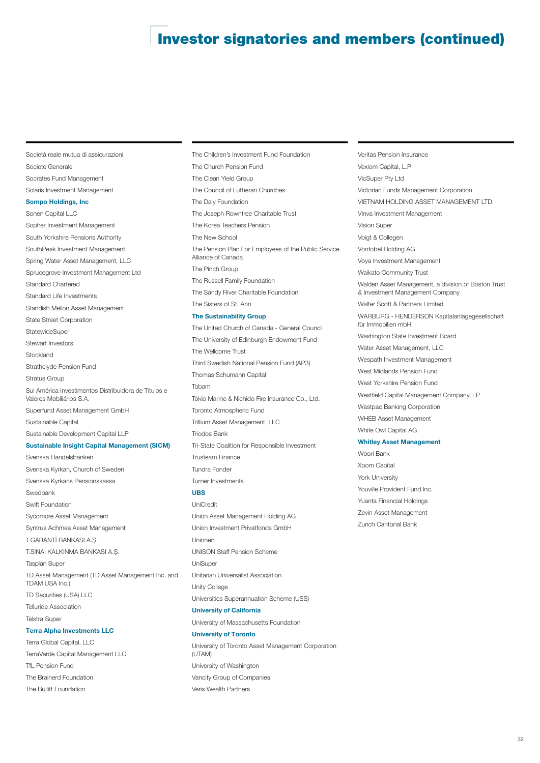# Investor signatories and members (continued)

Società reale mutua di assicurazioni

Societe Generale

Socrates Fund Management

Solaris Investment Management

**Sompo Holdings, Inc**

Sonen Capital LLC

Sopher Investment Management

South Yorkshire Pensions Authority

SouthPeak Investment Management

Spring Water Asset Management, LLC

Sprucegrove Investment Management Ltd

Standard Chartered

Standard Life Investments

Standish Mellon Asset Management

State Street Corporation

StatewideSuper

Stewart Investors

Stockland

Strathclyde Pension Fund

Stratus Group

Sul América Investimentos Distribuidora de Títulos e Valores Mobiliários S.A.

Superfund Asset Management GmbH

Sustainable Capital

Sustainable Development Capital LLP

**Sustainable Insight Capital Management (SICM)**

Svenska Handelsbanken

Svenska Kyrkan, Church of Sweden

Svenska Kyrkans Pensionskassa

Swedbank

Swift Foundation

Sycomore Asset Management

Syntrus Achmea Asset Management

T.GARANTİ BANKASI A.Ş.

T.SINAİ KALKINMA BANKASI A.Ş.

Tasplan Super

TD Asset Management (TD Asset Management Inc. and TDAM USA Inc.)

TD Securities (USA) LLC

Telluride Association

Telstra Super

**Terra Alpha Investments LLC**

Terra Global Capital, LLC

TerraVerde Capital Management LLC

TfL Pension Fund

The Brainerd Foundation

The Bullitt Foundation

The Children's Investment Fund Foundation

The Church Pension Fund

The Clean Yield Group

The Council of Lutheran Churches

The Daly Foundation

The Joseph Rowntree Charitable Trust

The Korea Teachers Pension

The New School

The Pension Plan For Employees of the Public Service Alliance of Canada

The Pinch Group

The Russell Family Foundation

The Sandy River Charitable Foundation

The Sisters of St. Ann

**The Sustainability Group**

The United Church of Canada - General Council

The University of Edinburgh Endowment Fund

The Wellcome Trust

Third Swedish National Pension Fund (AP3)

Thomas Schumann Capital

Tobam

Tokio Marine & Nichido Fire Insurance Co., Ltd.

Toronto Atmospheric Fund

Trillium Asset Management, LLC

Triodos Bank

Tri-State Coalition for Responsible Investment

Trusteam Finance

Tundra Fonder

Turner Investments

**UBS**

UniCredit

Union Asset Management Holding AG

Union Investment Privatfonds GmbH

Unionen

UNISON Staff Pension Scheme

UniSuper

Unitarian Universalist Association

Unity College

Universities Superannuation Scheme (USS)

**University of California**

University of Massachusetts Foundation

**University of Toronto**

University of Toronto Asset Management Corporation (UTAM)

University of Washington

Vancity Group of Companies

Veris Wealth Partners

Veritas Pension Insurance

Vexiom Capital, L.P.

VicSuper Pty Ltd

Victorian Funds Management Corporation

VIETNAM HOLDING ASSET MANAGEMENT LTD.

Vinva Investment Management

Vision Super

Voigt & Collegen

Vontobel Holding AG

Voya Investment Management

Waikato Community Trust

Walden Asset Management, a division of Boston Trust & Investment Management Company

Walter Scott & Partners Limited

WARBURG - HENDERSON Kapitalanlagegesellschaft für Immobilien mbH

Washington State Investment Board

Water Asset Management, LLC

Wespath Investment Management

West Midlands Pension Fund

West Yorkshire Pension Fund

Westfield Capital Management Company, LP

Westpac Banking Corporation

WHEB Asset Management

White Owl Capital AG

**Whitley Asset Management**

Woori Bank

Xoom Capital

York University

Youville Provident Fund Inc.

Yuanta Financial Holdings

Zevin Asset Management

Zurich Cantonal Bank